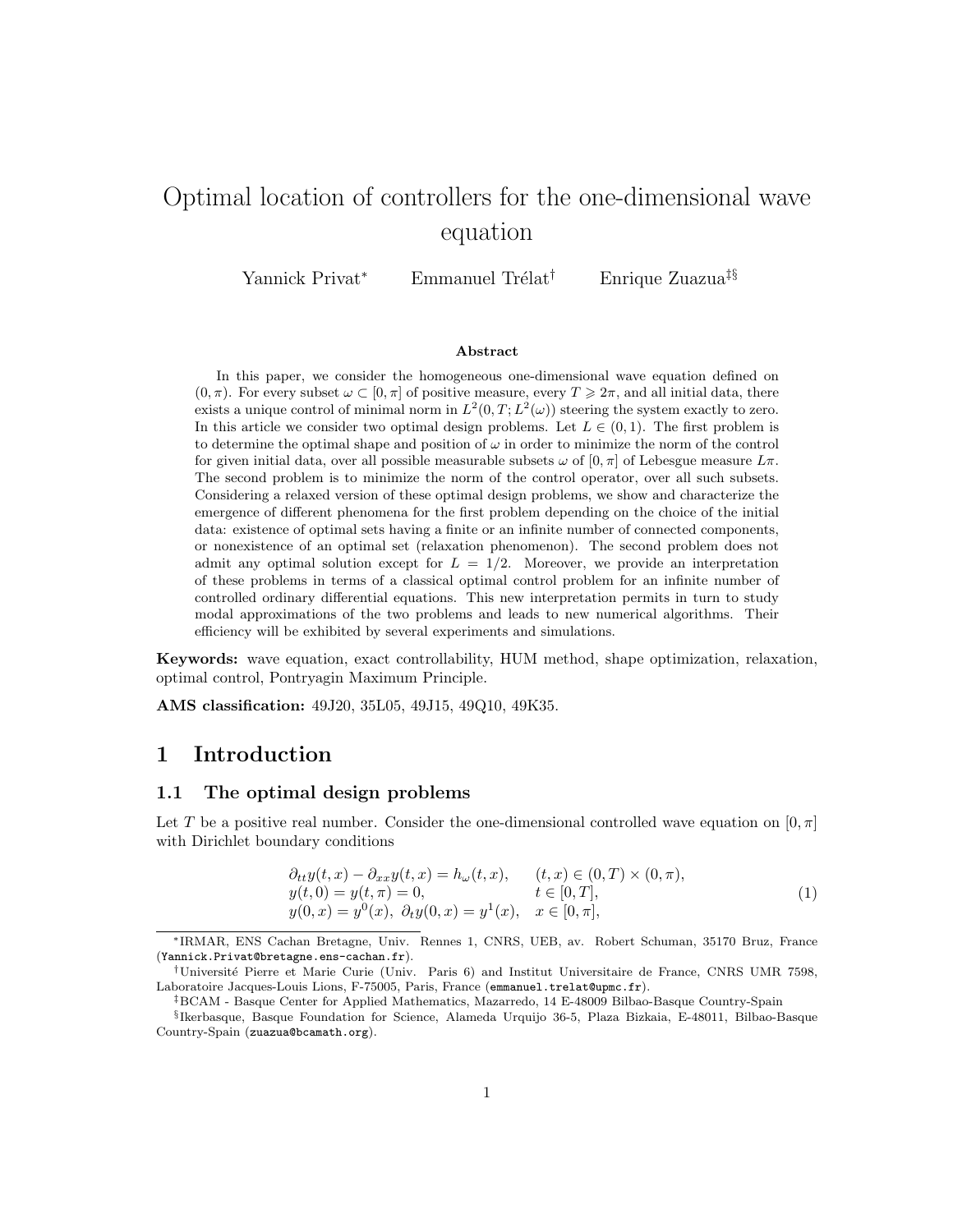# Optimal location of controllers for the one-dimensional wave equation

Yannick Privat[*] Emmanuel Trélat[†] Enrique Zuazua[‡§]

### Abstract

In this paper, we consider the homogeneous one-dimensional wave equation defined on $(0,\pi)$. For every subset $\omega \subset [0,\pi]$ of positive measure, every $T \geqslant 2\pi$, and all initial data, there exists a unique control of minimal norm in $L^2(0,T;L^2(\omega))$ steering the system exactly to zero. In this article we consider two optimal design problems. Let $L \in (0,1)$. The first problem is to determine the optimal shape and position of $\omega$ in order to minimize the norm of the control for given initial data, over all possible measurable subsets $\omega$ of $[0,\pi]$ of Lebesgue measure $L\pi$. The second problem is to minimize the norm of the control operator, over all such subsets. Considering a relaxed version of these optimal design problems, we show and characterize the emergence of different phenomena for the first problem depending on the choice of the initial data: existence of optimal sets having a finite or an infinite number of connected components, or nonexistence of an optimal set (relaxation phenomenon). The second problem does not admit any optimal solution except for $L = 1/2$. Moreover, we provide an interpretation of these problems in terms of a classical optimal control problem for an infinite number of controlled ordinary differential equations. This new interpretation permits in turn to study modal approximations of the two problems and leads to new numerical algorithms. Their efficiency will be exhibited by several experiments and simulations.

**Keywords:** wave equation, exact controllability, HUM method, shape optimization, relaxation, optimal control, Pontryagin Maximum Principle.

**AMS classification:** 49J20, 35L05, 49J15, 49Q10, 49K35.

## 1 Introduction

### 1.1 The optimal design problems

Let $T$ be a positive real number. Consider the one-dimensional controlled wave equation on $[0,\pi]$ with Dirichlet boundary conditions

$$
\begin{array}{ll}
\partial_{tt}y(t,x) - \partial_{xx}y(t,x) = h_\omega(t,x), & (t,x) \in (0,T) \times (0,\pi), \\
y(t,0) = y(t,\pi) = 0, & t \in [0,T], \\
y(0,x) = y^0(x),\ \partial_t y(0,x) = y^1(x), & x \in [0,\pi],
\end{array}
\tag{1}
$$

[*] IRMAR, ENS Cachan Bretagne, Univ. Rennes 1, CNRS, UEB, av. Robert Schuman, 35170 Bruz, France (Yannick.Privat@bretagne.ens-cachan.fr).

[†] Université Pierre et Marie Curie (Univ. Paris 6) and Institut Universitaire de France, CNRS UMR 7598, Laboratoire Jacques-Louis Lions, F-75005, Paris, France (emmanuel.trelat@upmc.fr).

[‡] BCAM - Basque Center for Applied Mathematics, Mazarredo, 14 E-48009 Bilbao-Basque Country-Spain

[§] Ikerbasque, Basque Foundation for Science, Alameda Urquijo 36-5, Plaza Bizkaia, E-48011, Bilbao-Basque Country-Spain (zuazua@bcamath.org).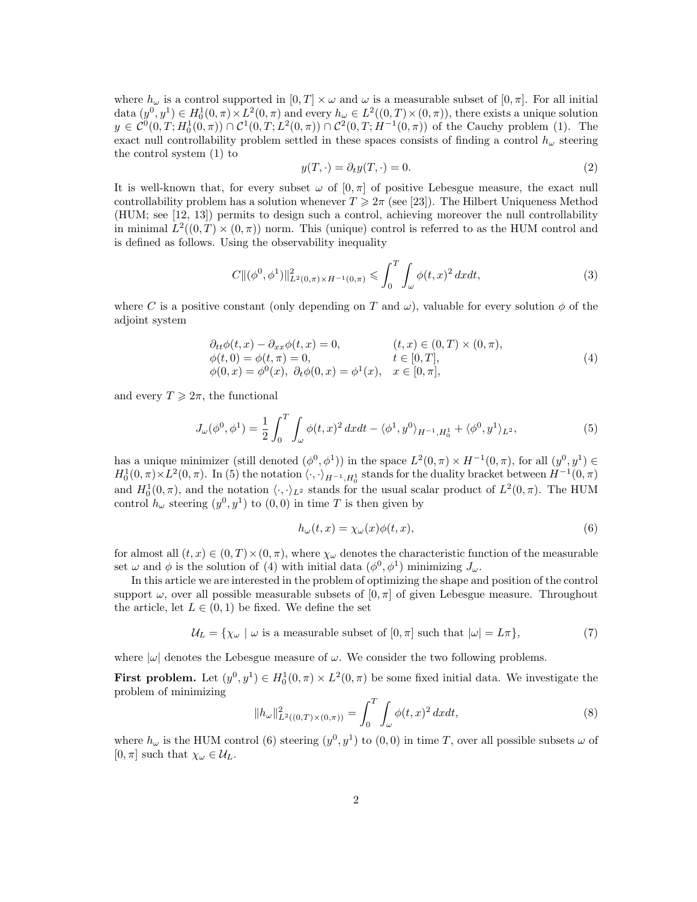where $h_\omega$ is a control supported in $[0,T]\times\omega$ and $\omega$ is a measurable subset of $[0,\pi]$. For all initial data $(y^0,y^1)\in H_0^1(0,\pi)\times L^2(0,\pi)$ and every $h_\omega\in L^2((0,T)\times(0,\pi))$, there exists a unique solution $y\in\mathcal{C}^0(0,T;H_0^1(0,\pi))\cap\mathcal{C}^1(0,T;L^2(0,\pi))\cap\mathcal{C}^2(0,T;H^{-1}(0,\pi))$ of the Cauchy problem (1). The exact null controllability problem settled in these spaces consists of finding a control $h_\omega$ steering the control system (1) to

$$y(T,\cdot)=\partial_t y(T,\cdot)=0. \tag{2}$$

It is well-known that, for every subset $\omega$ of $[0,\pi]$ of positive Lebesgue measure, the exact null controllability problem has a solution whenever $T\geqslant 2\pi$ (see [23]). The Hilbert Uniqueness Method (HUM; see [12, 13]) permits to design such a control, achieving moreover the null controllability in minimal $L^2((0,T)\times(0,\pi))$ norm. This (unique) control is referred to as the HUM control and is defined as follows. Using the observability inequality

$$C\|(\phi^0,\phi^1)\|^2_{L^2(0,\pi)\times H^{-1}(0,\pi)}\leqslant\int_0^T\int_\omega\phi(t,x)^2\,dxdt, \tag{3}$$

where $C$ is a positive constant (only depending on $T$ and $\omega$), valuable for every solution $\phi$ of the adjoint system

$$\begin{array}{ll}\partial_{tt}\phi(t,x)-\partial_{xx}\phi(t,x)=0, & (t,x)\in(0,T)\times(0,\pi),\\ \phi(t,0)=\phi(t,\pi)=0, & t\in[0,T],\\ \phi(0,x)=\phi^0(x),\ \partial_t\phi(0,x)=\phi^1(x), & x\in[0,\pi],\end{array} \tag{4}$$

and every $T\geqslant 2\pi$, the functional

$$J_\omega(\phi^0,\phi^1)=\frac{1}{2}\int_0^T\int_\omega\phi(t,x)^2\,dxdt-\langle\phi^1,y^0\rangle_{H^{-1},H_0^1}+\langle\phi^0,y^1\rangle_{L^2}, \tag{5}$$

has a unique minimizer (still denoted $(\phi^0,\phi^1)$) in the space $L^2(0,\pi)\times H^{-1}(0,\pi)$, for all $(y^0,y^1)\in H_0^1(0,\pi)\times L^2(0,\pi)$. In (5) the notation $\langle\cdot,\cdot\rangle_{H^{-1},H_0^1}$ stands for the duality bracket between $H^{-1}(0,\pi)$ and $H_0^1(0,\pi)$, and the notation $\langle\cdot,\cdot\rangle_{L^2}$ stands for the usual scalar product of $L^2(0,\pi)$. The HUM control $h_\omega$ steering $(y^0,y^1)$ to $(0,0)$ in time $T$ is then given by

$$h_\omega(t,x)=\chi_\omega(x)\phi(t,x), \tag{6}$$

for almost all $(t,x)\in(0,T)\times(0,\pi)$, where $\chi_\omega$ denotes the characteristic function of the measurable set $\omega$ and $\phi$ is the solution of (4) with initial data $(\phi^0,\phi^1)$ minimizing $J_\omega$.

In this article we are interested in the problem of optimizing the shape and position of the control support $\omega$, over all possible measurable subsets of $[0,\pi]$ of given Lebesgue measure. Throughout the article, let $L\in(0,1)$ be fixed. We define the set

$$\mathcal{U}_L=\{\chi_\omega\mid\omega\text{ is a measurable subset of }[0,\pi]\text{ such that }|\omega|=L\pi\}, \tag{7}$$

where $|\omega|$ denotes the Lebesgue measure of $\omega$. We consider the two following problems.

**First problem.** Let $(y^0,y^1)\in H_0^1(0,\pi)\times L^2(0,\pi)$ be some fixed initial data. We investigate the problem of minimizing

$$\|h_\omega\|^2_{L^2((0,T)\times(0,\pi))}=\int_0^T\int_\omega\phi(t,x)^2\,dxdt, \tag{8}$$

where $h_\omega$ is the HUM control (6) steering $(y^0,y^1)$ to $(0,0)$ in time $T$, over all possible subsets $\omega$ of $[0,\pi]$ such that $\chi_\omega\in\mathcal{U}_L$.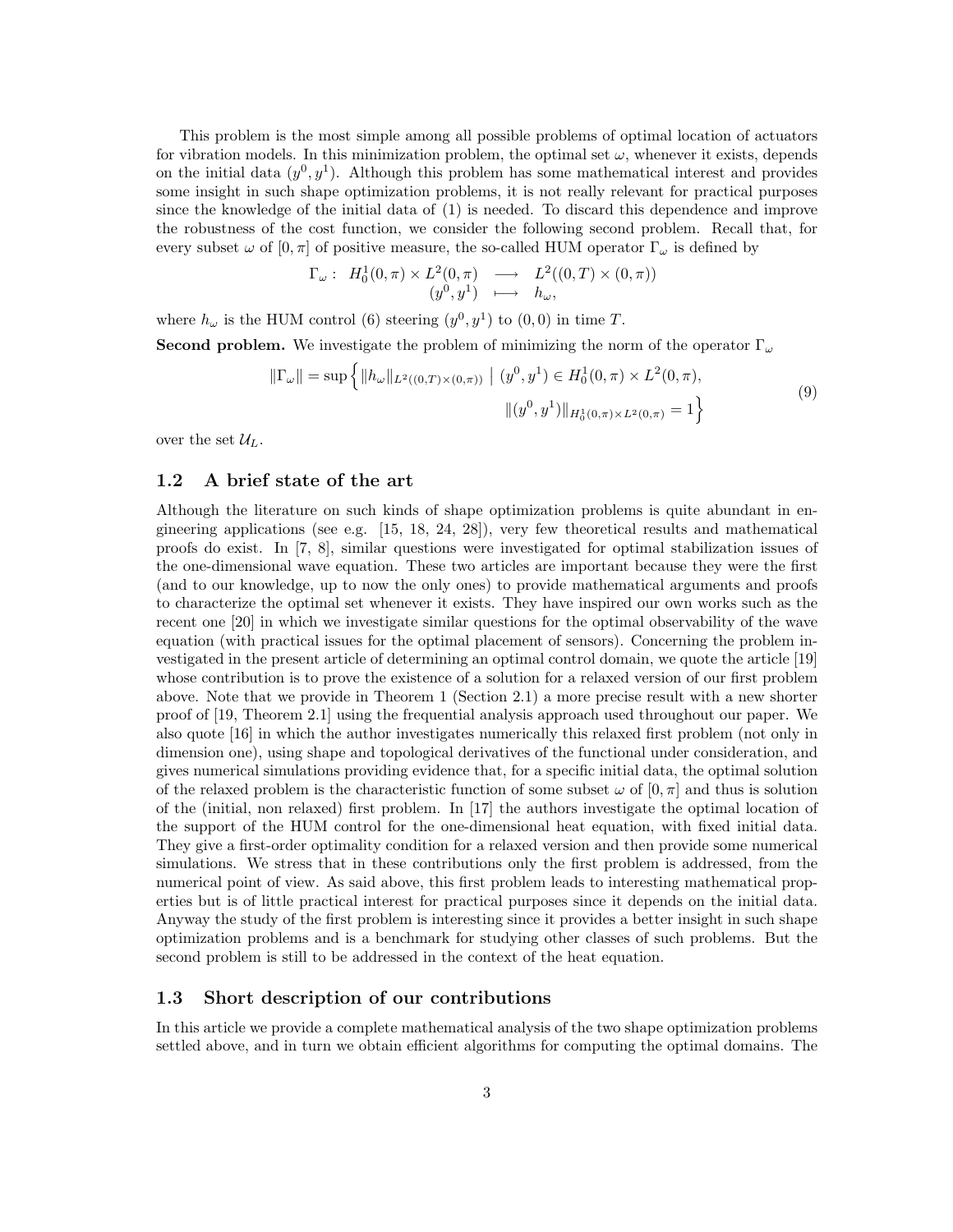This problem is the most simple among all possible problems of optimal location of actuators for vibration models. In this minimization problem, the optimal set $\omega$, whenever it exists, depends on the initial data $(y^0, y^1)$. Although this problem has some mathematical interest and provides some insight in such shape optimization problems, it is not really relevant for practical purposes since the knowledge of the initial data of (1) is needed. To discard this dependence and improve the robustness of the cost function, we consider the following second problem. Recall that, for every subset $\omega$ of $[0, \pi]$ of positive measure, the so-called HUM operator $\Gamma_\omega$ is defined by

$$
\begin{array}{rccc}
\Gamma_\omega : & H_0^1(0,\pi) \times L^2(0,\pi) & \longrightarrow & L^2((0,T)\times(0,\pi)) \\
& (y^0, y^1) & \longmapsto & h_\omega,
\end{array}
$$

where $h_\omega$ is the HUM control (6) steering $(y^0, y^1)$ to $(0,0)$ in time $T$.

**Second problem.** We investigate the problem of minimizing the norm of the operator $\Gamma_\omega$

$$
\begin{aligned}
\|\Gamma_\omega\| = \sup \Big\{ \|h_\omega\|_{L^2((0,T)\times(0,\pi))} \ \big| \ & (y^0, y^1) \in H_0^1(0,\pi) \times L^2(0,\pi), \\
& \|(y^0, y^1)\|_{H_0^1(0,\pi)\times L^2(0,\pi)} = 1 \Big\}
\end{aligned}
\tag{9}
$$

over the set $\mathcal{U}_L$.

## 1.2 A brief state of the art

Although the literature on such kinds of shape optimization problems is quite abundant in engineering applications (see e.g. [15, 18, 24, 28]), very few theoretical results and mathematical proofs do exist. In [7, 8], similar questions were investigated for optimal stabilization issues of the one-dimensional wave equation. These two articles are important because they were the first (and to our knowledge, up to now the only ones) to provide mathematical arguments and proofs to characterize the optimal set whenever it exists. They have inspired our own works such as the recent one [20] in which we investigate similar questions for the optimal observability of the wave equation (with practical issues for the optimal placement of sensors). Concerning the problem investigated in the present article of determining an optimal control domain, we quote the article [19] whose contribution is to prove the existence of a solution for a relaxed version of our first problem above. Note that we provide in Theorem 1 (Section 2.1) a more precise result with a new shorter proof of [19, Theorem 2.1] using the frequential analysis approach used throughout our paper. We also quote [16] in which the author investigates numerically this relaxed first problem (not only in dimension one), using shape and topological derivatives of the functional under consideration, and gives numerical simulations providing evidence that, for a specific initial data, the optimal solution of the relaxed problem is the characteristic function of some subset $\omega$ of $[0, \pi]$ and thus is solution of the (initial, non relaxed) first problem. In [17] the authors investigate the optimal location of the support of the HUM control for the one-dimensional heat equation, with fixed initial data. They give a first-order optimality condition for a relaxed version and then provide some numerical simulations. We stress that in these contributions only the first problem is addressed, from the numerical point of view. As said above, this first problem leads to interesting mathematical properties but is of little practical interest for practical purposes since it depends on the initial data. Anyway the study of the first problem is interesting since it provides a better insight in such shape optimization problems and is a benchmark for studying other classes of such problems. But the second problem is still to be addressed in the context of the heat equation.

## 1.3 Short description of our contributions

In this article we provide a complete mathematical analysis of the two shape optimization problems settled above, and in turn we obtain efficient algorithms for computing the optimal domains. The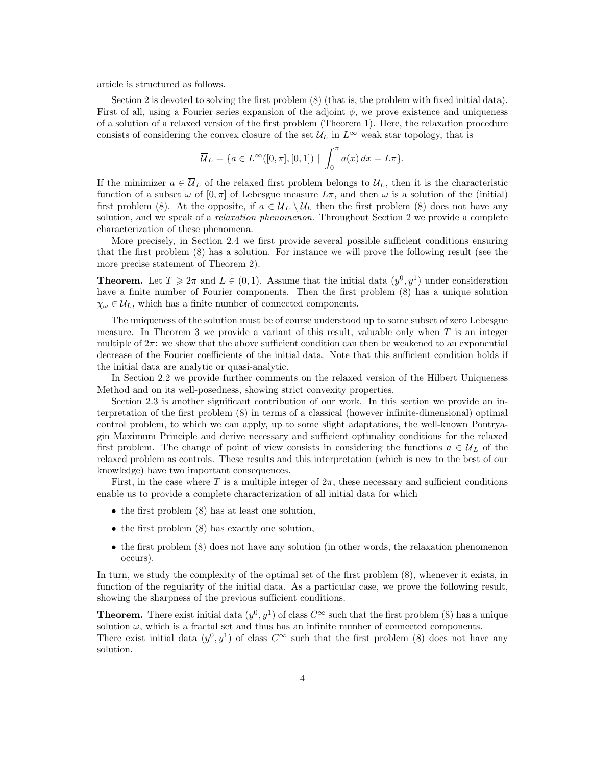article is structured as follows.

Section 2 is devoted to solving the first problem (8) (that is, the problem with fixed initial data). First of all, using a Fourier series expansion of the adjoint $\phi$, we prove existence and uniqueness of a solution of a relaxed version of the first problem (Theorem 1). Here, the relaxation procedure consists of considering the convex closure of the set $\mathcal{U}_L$ in $L^\infty$ weak star topology, that is

$$\overline{\mathcal{U}}_L = \{a \in L^\infty([0,\pi],[0,1]) \mid \int_0^\pi a(x)\,dx = L\pi\}.$$

If the minimizer $a \in \overline{\mathcal{U}}_L$ of the relaxed first problem belongs to $\mathcal{U}_L$, then it is the characteristic function of a subset $\omega$ of $[0,\pi]$ of Lebesgue measure $L\pi$, and then $\omega$ is a solution of the (initial) first problem (8). At the opposite, if $a \in \overline{\mathcal{U}}_L \setminus \mathcal{U}_L$ then the first problem (8) does not have any solution, and we speak of a *relaxation phenomenon*. Throughout Section 2 we provide a complete characterization of these phenomena.

More precisely, in Section 2.4 we first provide several possible sufficient conditions ensuring that the first problem (8) has a solution. For instance we will prove the following result (see the more precise statement of Theorem 2).

**Theorem.** Let $T \geqslant 2\pi$ and $L \in (0,1)$. Assume that the initial data $(y^0, y^1)$ under consideration have a finite number of Fourier components. Then the first problem (8) has a unique solution $\chi_\omega \in \mathcal{U}_L$, which has a finite number of connected components.

The uniqueness of the solution must be of course understood up to some subset of zero Lebesgue measure. In Theorem 3 we provide a variant of this result, valuable only when $T$ is an integer multiple of $2\pi$: we show that the above sufficient condition can then be weakened to an exponential decrease of the Fourier coefficients of the initial data. Note that this sufficient condition holds if the initial data are analytic or quasi-analytic.

In Section 2.2 we provide further comments on the relaxed version of the Hilbert Uniqueness Method and on its well-posedness, showing strict convexity properties.

Section 2.3 is another significant contribution of our work. In this section we provide an interpretation of the first problem (8) in terms of a classical (however infinite-dimensional) optimal control problem, to which we can apply, up to some slight adaptations, the well-known Pontryagin Maximum Principle and derive necessary and sufficient optimality conditions for the relaxed first problem. The change of point of view consists in considering the functions $a \in \overline{\mathcal{U}}_L$ of the relaxed problem as controls. These results and this interpretation (which is new to the best of our knowledge) have two important consequences.

First, in the case where $T$ is a multiple integer of $2\pi$, these necessary and sufficient conditions enable us to provide a complete characterization of all initial data for which

- the first problem (8) has at least one solution,
- the first problem (8) has exactly one solution,
- the first problem (8) does not have any solution (in other words, the relaxation phenomenon occurs).

In turn, we study the complexity of the optimal set of the first problem (8), whenever it exists, in function of the regularity of the initial data. As a particular case, we prove the following result, showing the sharpness of the previous sufficient conditions.

**Theorem.** There exist initial data $(y^0, y^1)$ of class $C^\infty$ such that the first problem (8) has a unique solution $\omega$, which is a fractal set and thus has an infinite number of connected components.
There exist initial data $(y^0, y^1)$ of class $C^\infty$ such that the first problem (8) does not have any solution.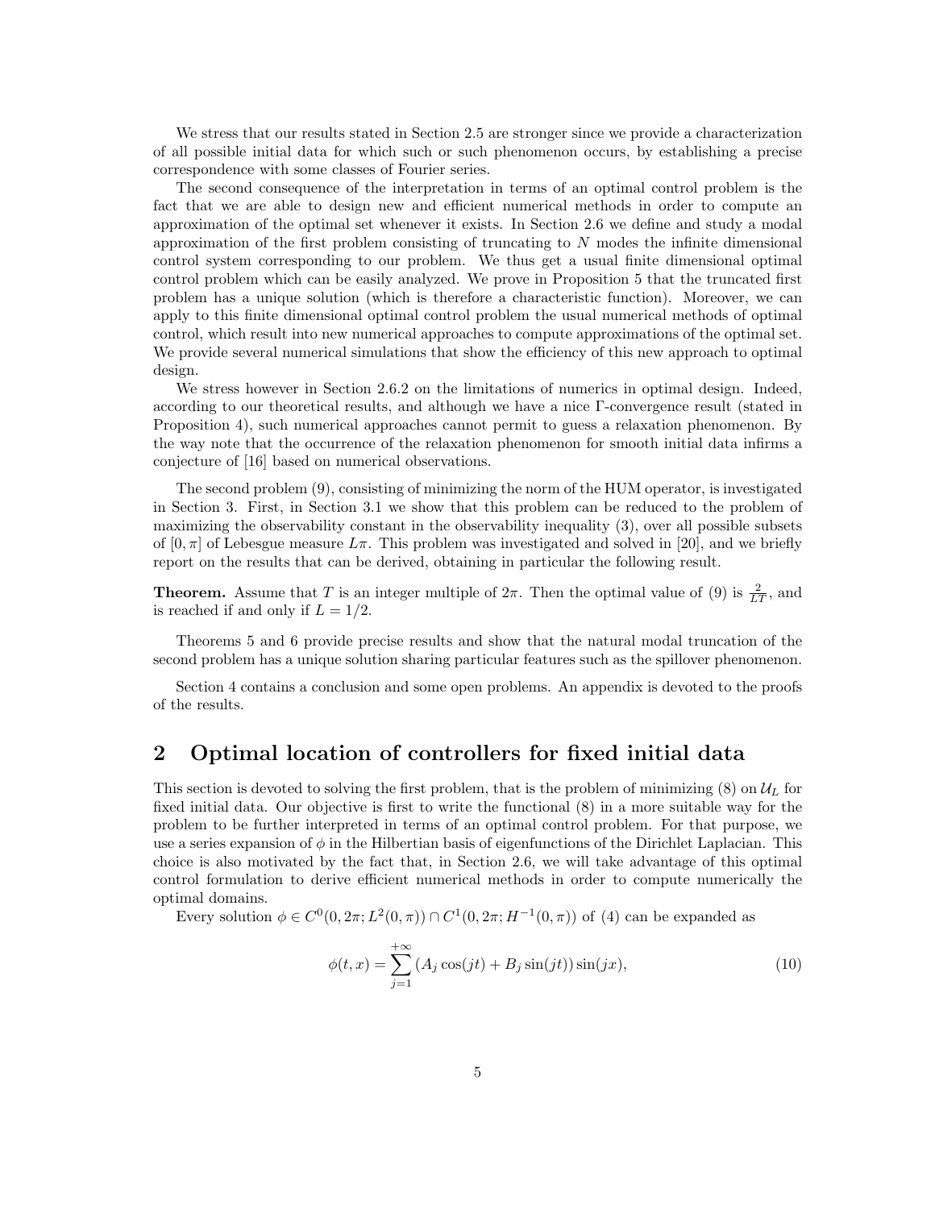We stress that our results stated in Section 2.5 are stronger since we provide a characterization of all possible initial data for which such or such phenomenon occurs, by establishing a precise correspondence with some classes of Fourier series.

The second consequence of the interpretation in terms of an optimal control problem is the fact that we are able to design new and efficient numerical methods in order to compute an approximation of the optimal set whenever it exists. In Section 2.6 we define and study a modal approximation of the first problem consisting of truncating to $N$ modes the infinite dimensional control system corresponding to our problem. We thus get a usual finite dimensional optimal control problem which can be easily analyzed. We prove in Proposition 5 that the truncated first problem has a unique solution (which is therefore a characteristic function). Moreover, we can apply to this finite dimensional optimal control problem the usual numerical methods of optimal control, which result into new numerical approaches to compute approximations of the optimal set. We provide several numerical simulations that show the efficiency of this new approach to optimal design.

We stress however in Section 2.6.2 on the limitations of numerics in optimal design. Indeed, according to our theoretical results, and although we have a nice Γ-convergence result (stated in Proposition 4), such numerical approaches cannot permit to guess a relaxation phenomenon. By the way note that the occurrence of the relaxation phenomenon for smooth initial data infirms a conjecture of [16] based on numerical observations.

The second problem (9), consisting of minimizing the norm of the HUM operator, is investigated in Section 3. First, in Section 3.1 we show that this problem can be reduced to the problem of maximizing the observability constant in the observability inequality (3), over all possible subsets of $[0, \pi]$ of Lebesgue measure $L\pi$. This problem was investigated and solved in [20], and we briefly report on the results that can be derived, obtaining in particular the following result.

**Theorem.** Assume that $T$ is an integer multiple of $2\pi$. Then the optimal value of (9) is $\frac{2}{LT}$, and is reached if and only if $L = 1/2$.

Theorems 5 and 6 provide precise results and show that the natural modal truncation of the second problem has a unique solution sharing particular features such as the spillover phenomenon.

Section 4 contains a conclusion and some open problems. An appendix is devoted to the proofs of the results.

## 2 Optimal location of controllers for fixed initial data

This section is devoted to solving the first problem, that is the problem of minimizing (8) on $\mathcal{U}_L$ for fixed initial data. Our objective is first to write the functional (8) in a more suitable way for the problem to be further interpreted in terms of an optimal control problem. For that purpose, we use a series expansion of $\phi$ in the Hilbertian basis of eigenfunctions of the Dirichlet Laplacian. This choice is also motivated by the fact that, in Section 2.6, we will take advantage of this optimal control formulation to derive efficient numerical methods in order to compute numerically the optimal domains.

Every solution $\phi \in C^0(0, 2\pi; L^2(0, \pi)) \cap C^1(0, 2\pi; H^{-1}(0, \pi))$ of (4) can be expanded as

$$\phi(t, x) = \sum_{j=1}^{+\infty} (A_j \cos(jt) + B_j \sin(jt)) \sin(jx), \tag{10}$$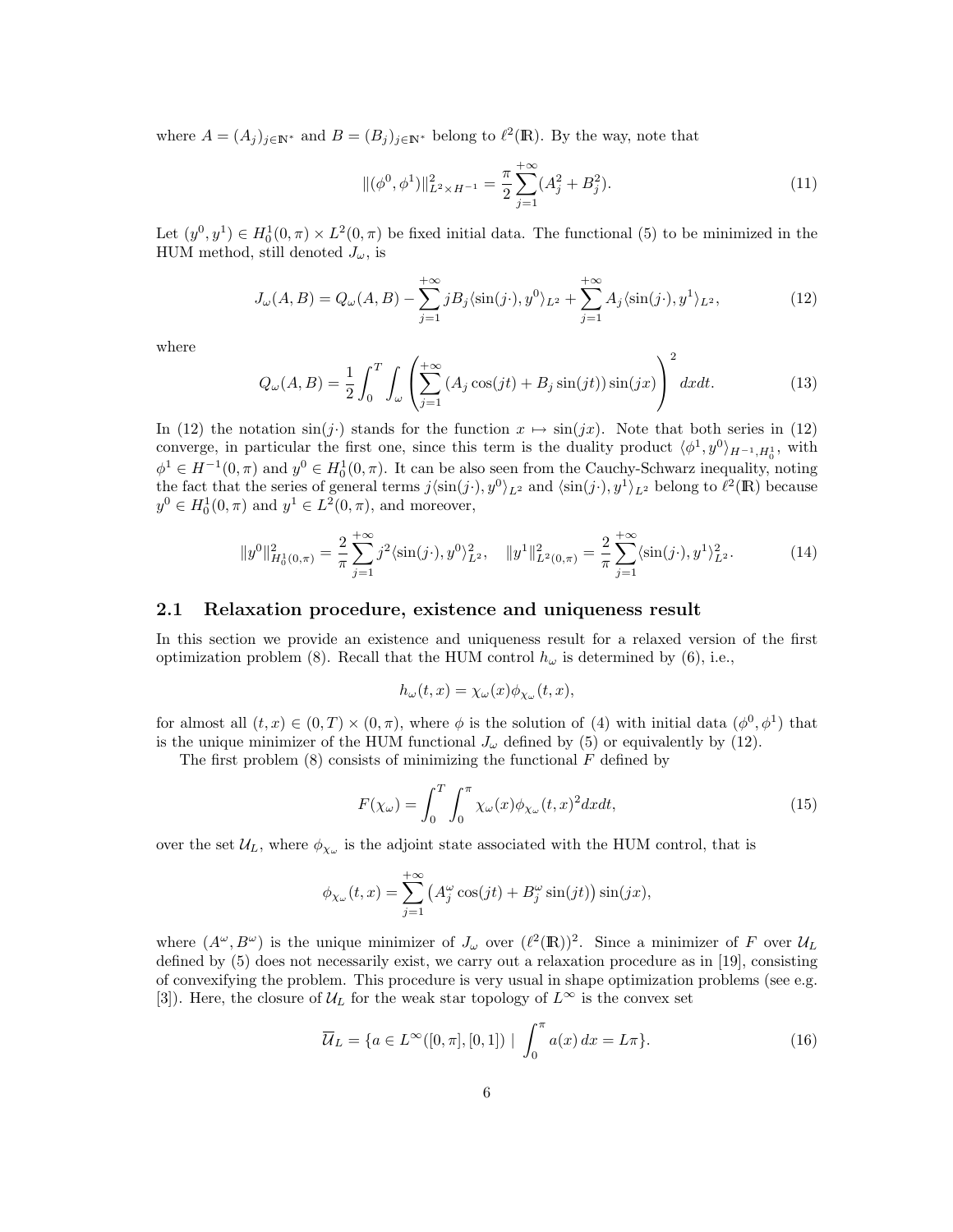where $A = (A_j)_{j\in\mathbb{N}^*}$ and $B = (B_j)_{j\in\mathbb{N}^*}$ belong to $\ell^2(\mathbb{R})$. By the way, note that

$$\|(\phi^0, \phi^1)\|^2_{L^2\times H^{-1}} = \frac{\pi}{2}\sum_{j=1}^{+\infty}(A_j^2 + B_j^2). \tag{11}$$

Let $(y^0, y^1) \in H_0^1(0,\pi) \times L^2(0,\pi)$ be fixed initial data. The functional (5) to be minimized in the HUM method, still denoted $J_\omega$, is

$$J_\omega(A,B) = Q_\omega(A,B) - \sum_{j=1}^{+\infty} jB_j\langle \sin(j\cdot), y^0\rangle_{L^2} + \sum_{j=1}^{+\infty} A_j\langle \sin(j\cdot), y^1\rangle_{L^2}, \tag{12}$$

where

$$Q_\omega(A,B) = \frac{1}{2}\int_0^T\int_\omega \left(\sum_{j=1}^{+\infty}\left(A_j\cos(jt) + B_j\sin(jt)\right)\sin(jx)\right)^2 dxdt. \tag{13}$$

In (12) the notation $\sin(j\cdot)$ stands for the function $x \mapsto \sin(jx)$. Note that both series in (12) converge, in particular the first one, since this term is the duality product $\langle \phi^1, y^0\rangle_{H^{-1},H_0^1}$, with $\phi^1 \in H^{-1}(0,\pi)$ and $y^0 \in H_0^1(0,\pi)$. It can be also seen from the Cauchy-Schwarz inequality, noting the fact that the series of general terms $j\langle \sin(j\cdot), y^0\rangle_{L^2}$ and $\langle \sin(j\cdot), y^1\rangle_{L^2}$ belong to $\ell^2(\mathbb{R})$ because $y^0 \in H_0^1(0,\pi)$ and $y^1 \in L^2(0,\pi)$, and moreover,

$$\|y^0\|^2_{H_0^1(0,\pi)} = \frac{2}{\pi}\sum_{j=1}^{+\infty} j^2\langle \sin(j\cdot), y^0\rangle^2_{L^2}, \quad \|y^1\|^2_{L^2(0,\pi)} = \frac{2}{\pi}\sum_{j=1}^{+\infty}\langle \sin(j\cdot), y^1\rangle^2_{L^2}. \tag{14}$$

### 2.1 Relaxation procedure, existence and uniqueness result

In this section we provide an existence and uniqueness result for a relaxed version of the first optimization problem (8). Recall that the HUM control $h_\omega$ is determined by (6), i.e.,

$$h_\omega(t,x) = \chi_\omega(x)\phi_{\chi_\omega}(t,x),$$

for almost all $(t,x) \in (0,T)\times(0,\pi)$, where $\phi$ is the solution of (4) with initial data $(\phi^0,\phi^1)$ that is the unique minimizer of the HUM functional $J_\omega$ defined by (5) or equivalently by (12).

The first problem (8) consists of minimizing the functional $F$ defined by

$$F(\chi_\omega) = \int_0^T\int_0^\pi \chi_\omega(x)\phi_{\chi_\omega}(t,x)^2 dxdt, \tag{15}$$

over the set $\mathcal{U}_L$, where $\phi_{\chi_\omega}$ is the adjoint state associated with the HUM control, that is

$$\phi_{\chi_\omega}(t,x) = \sum_{j=1}^{+\infty}\left(A_j^\omega\cos(jt) + B_j^\omega\sin(jt)\right)\sin(jx),$$

where $(A^\omega, B^\omega)$ is the unique minimizer of $J_\omega$ over $(\ell^2(\mathbb{R}))^2$. Since a minimizer of $F$ over $\mathcal{U}_L$ defined by (5) does not necessarily exist, we carry out a relaxation procedure as in [19], consisting of convexifying the problem. This procedure is very usual in shape optimization problems (see e.g. [3]). Here, the closure of $\mathcal{U}_L$ for the weak star topology of $L^\infty$ is the convex set

$$\overline{\mathcal{U}}_L = \{a \in L^\infty([0,\pi],[0,1]) \mid \int_0^\pi a(x)\,dx = L\pi\}. \tag{16}$$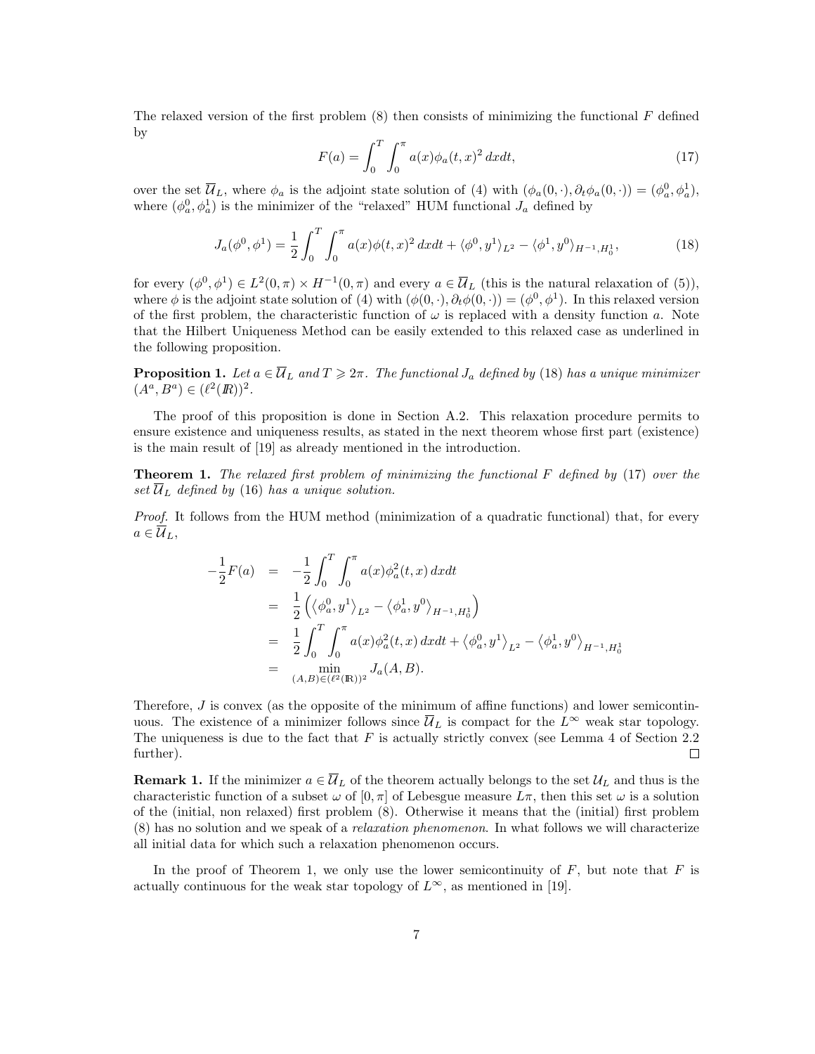The relaxed version of the first problem (8) then consists of minimizing the functional $F$ defined by

$$F(a) = \int_0^T \int_0^\pi a(x)\phi_a(t,x)^2 \, dxdt, \tag{17}$$

over the set $\overline{\mathcal{U}}_L$, where $\phi_a$ is the adjoint state solution of (4) with $(\phi_a(0,\cdot), \partial_t\phi_a(0,\cdot)) = (\phi_a^0, \phi_a^1)$, where $(\phi_a^0, \phi_a^1)$ is the minimizer of the "relaxed" HUM functional $J_a$ defined by

$$J_a(\phi^0, \phi^1) = \frac{1}{2}\int_0^T \int_0^\pi a(x)\phi(t,x)^2 \, dxdt + \langle \phi^0, y^1 \rangle_{L^2} - \langle \phi^1, y^0 \rangle_{H^{-1}, H_0^1}, \tag{18}$$

for every $(\phi^0, \phi^1) \in L^2(0,\pi) \times H^{-1}(0,\pi)$ and every $a \in \overline{\mathcal{U}}_L$ (this is the natural relaxation of (5)), where $\phi$ is the adjoint state solution of (4) with $(\phi(0,\cdot), \partial_t\phi(0,\cdot)) = (\phi^0, \phi^1)$. In this relaxed version of the first problem, the characteristic function of $\omega$ is replaced with a density function $a$. Note that the Hilbert Uniqueness Method can be easily extended to this relaxed case as underlined in the following proposition.

**Proposition 1.** *Let $a \in \overline{\mathcal{U}}_L$ and $T \geqslant 2\pi$. The functional $J_a$ defined by (18) has a unique minimizer $(A^a, B^a) \in (\ell^2(\mathbb{R}))^2$.*

The proof of this proposition is done in Section A.2. This relaxation procedure permits to ensure existence and uniqueness results, as stated in the next theorem whose first part (existence) is the main result of [19] as already mentioned in the introduction.

**Theorem 1.** *The relaxed first problem of minimizing the functional $F$ defined by (17) over the set $\overline{\mathcal{U}}_L$ defined by (16) has a unique solution.*

*Proof.* It follows from the HUM method (minimization of a quadratic functional) that, for every $a \in \overline{\mathcal{U}}_L$,

$$\begin{aligned}
-\frac{1}{2}F(a) &= -\frac{1}{2}\int_0^T \int_0^\pi a(x)\phi_a^2(t,x) \, dxdt \\
&= \frac{1}{2}\left( \left\langle \phi_a^0, y^1 \right\rangle_{L^2} - \left\langle \phi_a^1, y^0 \right\rangle_{H^{-1}, H_0^1} \right) \\
&= \frac{1}{2}\int_0^T \int_0^\pi a(x)\phi_a^2(t,x) \, dxdt + \left\langle \phi_a^0, y^1 \right\rangle_{L^2} - \left\langle \phi_a^1, y^0 \right\rangle_{H^{-1}, H_0^1} \\
&= \min_{(A,B) \in (\ell^2(\mathbb{R}))^2} J_a(A, B).
\end{aligned}$$

Therefore, $J$ is convex (as the opposite of the minimum of affine functions) and lower semicontinuous. The existence of a minimizer follows since $\overline{\mathcal{U}}_L$ is compact for the $L^\infty$ weak star topology. The uniqueness is due to the fact that $F$ is actually strictly convex (see Lemma 4 of Section 2.2 further). □

**Remark 1.** If the minimizer $a \in \overline{\mathcal{U}}_L$ of the theorem actually belongs to the set $\mathcal{U}_L$ and thus is the characteristic function of a subset $\omega$ of $[0, \pi]$ of Lebesgue measure $L\pi$, then this set $\omega$ is a solution of the (initial, non relaxed) first problem (8). Otherwise it means that the (initial) first problem (8) has no solution and we speak of a *relaxation phenomenon*. In what follows we will characterize all initial data for which such a relaxation phenomenon occurs.

In the proof of Theorem 1, we only use the lower semicontinuity of $F$, but note that $F$ is actually continuous for the weak star topology of $L^\infty$, as mentioned in [19].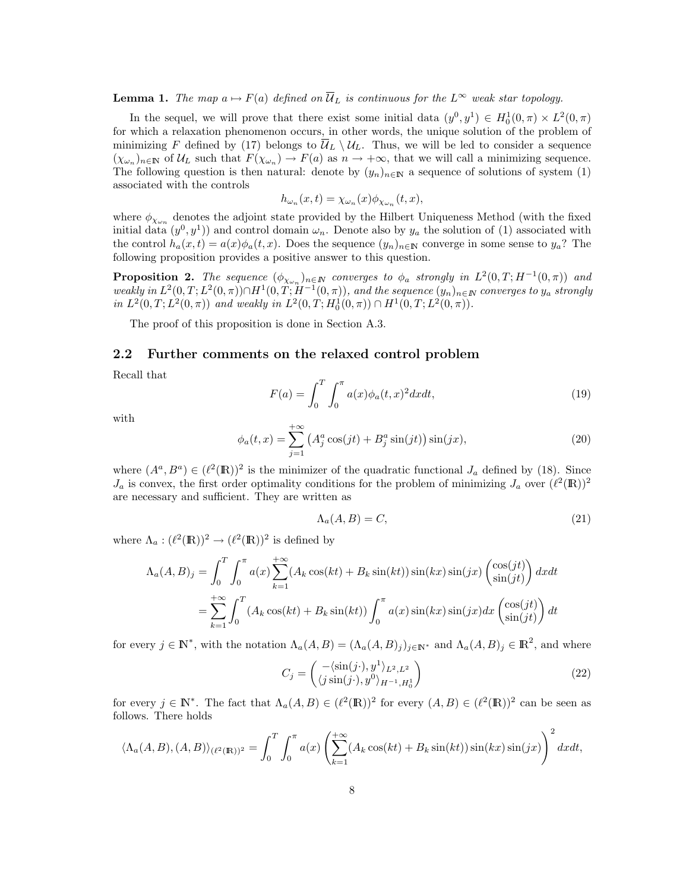**Lemma 1.** *The map $a \mapsto F(a)$ defined on $\overline{\mathcal{U}}_L$ is continuous for the $L^\infty$ weak star topology.*

In the sequel, we will prove that there exist some initial data $(y^0, y^1) \in H_0^1(0,\pi) \times L^2(0,\pi)$ for which a relaxation phenomenon occurs, in other words, the unique solution of the problem of minimizing $F$ defined by (17) belongs to $\overline{\mathcal{U}}_L \setminus \mathcal{U}_L$. Thus, we will be led to consider a sequence $(\chi_{\omega_n})_{n\in\mathbb{N}}$ of $\mathcal{U}_L$ such that $F(\chi_{\omega_n}) \to F(a)$ as $n \to +\infty$, that we will call a minimizing sequence. The following question is then natural: denote by $(y_n)_{n\in\mathbb{N}}$ a sequence of solutions of system (1) associated with the controls

$$h_{\omega_n}(x,t) = \chi_{\omega_n}(x)\phi_{\chi_{\omega_n}}(t,x),$$

where $\phi_{\chi_{\omega_n}}$ denotes the adjoint state provided by the Hilbert Uniqueness Method (with the fixed initial data $(y^0, y^1)$) and control domain $\omega_n$. Denote also by $y_a$ the solution of (1) associated with the control $h_a(x,t) = a(x)\phi_a(t,x)$. Does the sequence $(y_n)_{n\in\mathbb{N}}$ converge in some sense to $y_a$? The following proposition provides a positive answer to this question.

**Proposition 2.** *The sequence $(\phi_{\chi_{\omega_n}})_{n\in\mathbb{N}}$ converges to $\phi_a$ strongly in $L^2(0,T;H^{-1}(0,\pi))$ and weakly in $L^2(0,T;L^2(0,\pi)) \cap H^1(0,T;H^{-1}(0,\pi))$, and the sequence $(y_n)_{n\in\mathbb{N}}$ converges to $y_a$ strongly in $L^2(0,T;L^2(0,\pi))$ and weakly in $L^2(0,T;H_0^1(0,\pi)) \cap H^1(0,T;L^2(0,\pi))$.*

The proof of this proposition is done in Section A.3.

## 2.2 Further comments on the relaxed control problem

Recall that

$$F(a) = \int_0^T \int_0^\pi a(x)\phi_a(t,x)^2 dxdt, \tag{19}$$

with

$$\phi_a(t,x) = \sum_{j=1}^{+\infty} \left(A_j^a \cos(jt) + B_j^a \sin(jt)\right) \sin(jx), \tag{20}$$

where $(A^a, B^a) \in (\ell^2(\mathbb{R}))^2$ is the minimizer of the quadratic functional $J_a$ defined by (18). Since $J_a$ is convex, the first order optimality conditions for the problem of minimizing $J_a$ over $(\ell^2(\mathbb{R}))^2$ are necessary and sufficient. They are written as

$$\Lambda_a(A,B) = C, \tag{21}$$

where $\Lambda_a : (\ell^2(\mathbb{R}))^2 \to (\ell^2(\mathbb{R}))^2$ is defined by

$$\begin{aligned}
\Lambda_a(A,B)_j &= \int_0^T \int_0^\pi a(x) \sum_{k=1}^{+\infty} (A_k \cos(kt) + B_k \sin(kt)) \sin(kx)\sin(jx) \begin{pmatrix} \cos(jt) \\ \sin(jt) \end{pmatrix} dxdt \\
&= \sum_{k=1}^{+\infty} \int_0^T (A_k \cos(kt) + B_k \sin(kt)) \int_0^\pi a(x)\sin(kx)\sin(jx)dx \begin{pmatrix} \cos(jt) \\ \sin(jt) \end{pmatrix} dt
\end{aligned}$$

for every $j \in \mathbb{N}^*$, with the notation $\Lambda_a(A,B) = (\Lambda_a(A,B)_j)_{j\in\mathbb{N}^*}$ and $\Lambda_a(A,B)_j \in \mathbb{R}^2$, and where

$$C_j = \begin{pmatrix} -\langle \sin(j\cdot), y^1 \rangle_{L^2,L^2} \\ \langle j\sin(j\cdot), y^0 \rangle_{H^{-1},H_0^1} \end{pmatrix} \tag{22}$$

for every $j \in \mathbb{N}^*$. The fact that $\Lambda_a(A,B) \in (\ell^2(\mathbb{R}))^2$ for every $(A,B) \in (\ell^2(\mathbb{R}))^2$ can be seen as follows. There holds

$$\langle \Lambda_a(A,B), (A,B) \rangle_{(\ell^2(\mathbb{R}))^2} = \int_0^T \int_0^\pi a(x) \left( \sum_{k=1}^{+\infty} (A_k \cos(kt) + B_k \sin(kt)) \sin(kx)\sin(jx) \right)^2 dxdt,$$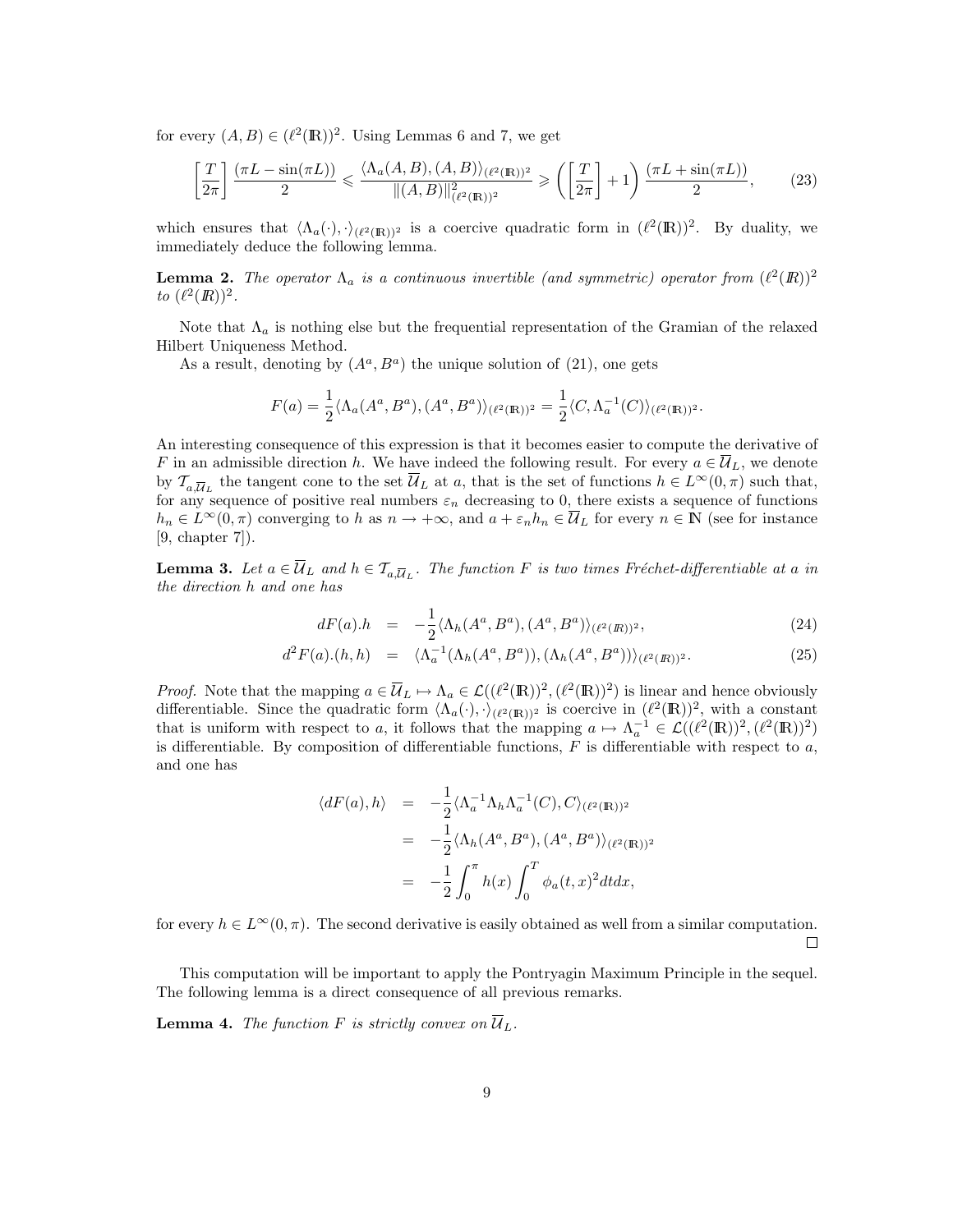for every $(A, B) \in (\ell^2(\mathbb{R}))^2$. Using Lemmas 6 and 7, we get

$$
\left[\frac{T}{2\pi}\right] \frac{(\pi L - \sin(\pi L))}{2} \leqslant \frac{\langle \Lambda_a(A,B),(A,B)\rangle_{(\ell^2(\mathbb{R}))^2}}{\|(A,B)\|^2_{(\ell^2(\mathbb{R}))^2}} \geqslant \left(\left[\frac{T}{2\pi}\right]+1\right)\frac{(\pi L + \sin(\pi L))}{2}, \tag{23}
$$

which ensures that $\langle \Lambda_a(\cdot), \cdot\rangle_{(\ell^2(\mathbb{R}))^2}$ is a coercive quadratic form in $(\ell^2(\mathbb{R}))^2$. By duality, we immediately deduce the following lemma.

**Lemma 2.** *The operator $\Lambda_a$ is a continuous invertible (and symmetric) operator from $(\ell^2(\mathbb{R}))^2$ to $(\ell^2(\mathbb{R}))^2$.*

Note that $\Lambda_a$ is nothing else but the frequential representation of the Gramian of the relaxed Hilbert Uniqueness Method.

As a result, denoting by $(A^a, B^a)$ the unique solution of (21), one gets

$$
F(a) = \frac{1}{2}\langle \Lambda_a(A^a,B^a),(A^a,B^a)\rangle_{(\ell^2(\mathbb{R}))^2} = \frac{1}{2}\langle C, \Lambda_a^{-1}(C)\rangle_{(\ell^2(\mathbb{R}))^2}.
$$

An interesting consequence of this expression is that it becomes easier to compute the derivative of $F$ in an admissible direction $h$. We have indeed the following result. For every $a \in \overline{\mathcal{U}}_L$, we denote by $\mathcal{T}_{a,\overline{\mathcal{U}}_L}$ the tangent cone to the set $\overline{\mathcal{U}}_L$ at $a$, that is the set of functions $h \in L^\infty(0,\pi)$ such that, for any sequence of positive real numbers $\varepsilon_n$ decreasing to 0, there exists a sequence of functions $h_n \in L^\infty(0,\pi)$ converging to $h$ as $n \to +\infty$, and $a + \varepsilon_n h_n \in \overline{\mathcal{U}}_L$ for every $n \in \mathbb{N}$ (see for instance [9, chapter 7]).

**Lemma 3.** *Let $a \in \overline{\mathcal{U}}_L$ and $h \in \mathcal{T}_{a,\overline{\mathcal{U}}_L}$. The function $F$ is two times Fréchet-differentiable at $a$ in the direction $h$ and one has*

$$
dF(a).h = -\frac{1}{2}\langle \Lambda_h(A^a,B^a),(A^a,B^a)\rangle_{(\ell^2(\mathbb{R}))^2}, \tag{24}
$$

$$
d^2F(a).(h,h) = \langle \Lambda_a^{-1}(\Lambda_h(A^a,B^a)),(\Lambda_h(A^a,B^a))\rangle_{(\ell^2(\mathbb{R}))^2}. \tag{25}
$$

*Proof.* Note that the mapping $a \in \overline{\mathcal{U}}_L \mapsto \Lambda_a \in \mathcal{L}((\ell^2(\mathbb{R}))^2,(\ell^2(\mathbb{R}))^2)$ is linear and hence obviously differentiable. Since the quadratic form $\langle \Lambda_a(\cdot),\cdot\rangle_{(\ell^2(\mathbb{R}))^2}$ is coercive in $(\ell^2(\mathbb{R}))^2$, with a constant that is uniform with respect to $a$, it follows that the mapping $a \mapsto \Lambda_a^{-1} \in \mathcal{L}((\ell^2(\mathbb{R}))^2,(\ell^2(\mathbb{R}))^2)$ is differentiable. By composition of differentiable functions, $F$ is differentiable with respect to $a$, and one has

$$
\begin{aligned}
\langle dF(a),h\rangle &= -\frac{1}{2}\langle \Lambda_a^{-1}\Lambda_h\Lambda_a^{-1}(C),C\rangle_{(\ell^2(\mathbb{R}))^2} \\
&= -\frac{1}{2}\langle \Lambda_h(A^a,B^a),(A^a,B^a)\rangle_{(\ell^2(\mathbb{R}))^2} \\
&= -\frac{1}{2}\int_0^\pi h(x)\int_0^T \phi_a(t,x)^2\,dt\,dx,
\end{aligned}
$$

for every $h \in L^\infty(0,\pi)$. The second derivative is easily obtained as well from a similar computation. □

This computation will be important to apply the Pontryagin Maximum Principle in the sequel. The following lemma is a direct consequence of all previous remarks.

**Lemma 4.** *The function $F$ is strictly convex on $\overline{\mathcal{U}}_L$.*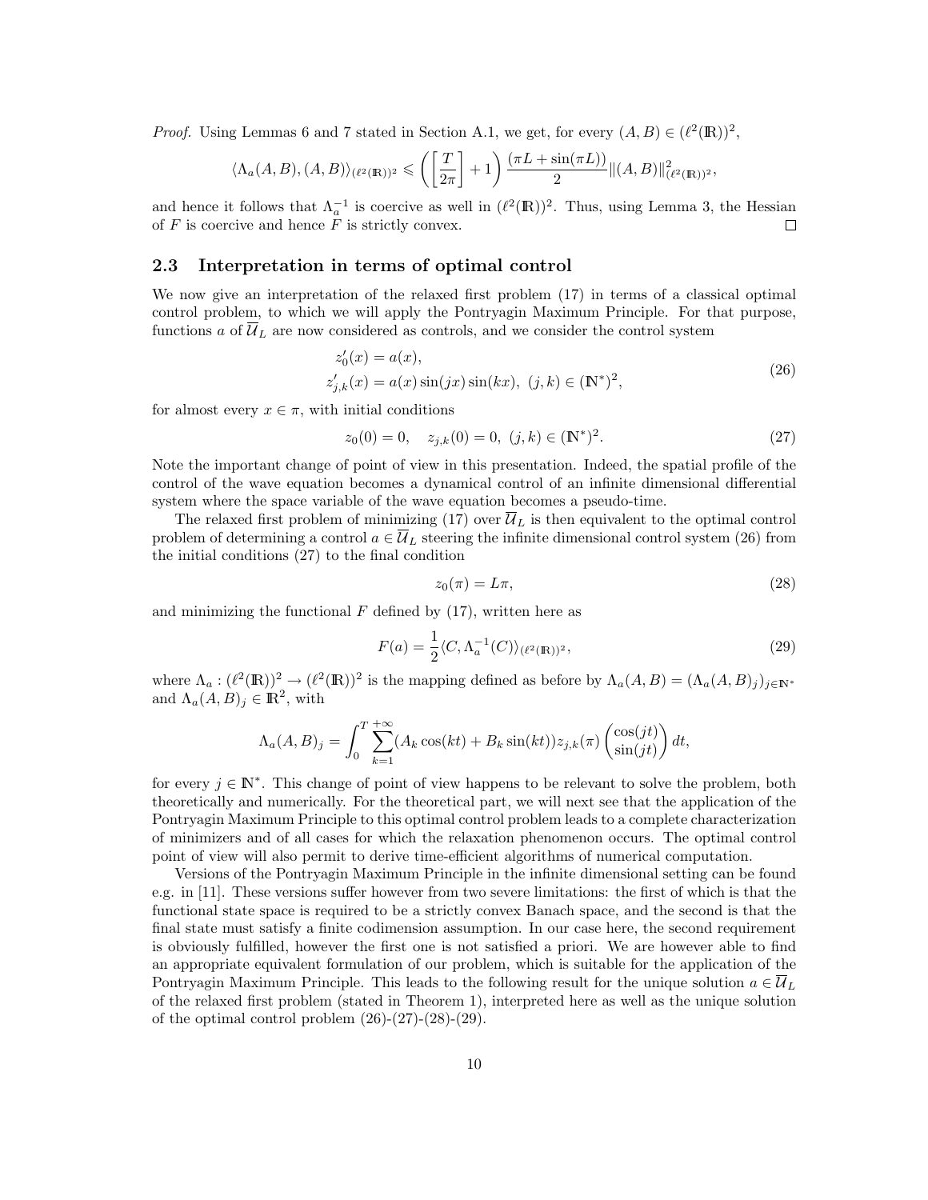*Proof.* Using Lemmas 6 and 7 stated in Section A.1, we get, for every $(A, B) \in (\ell^2(\mathbb{R}))^2$,

$$\langle \Lambda_a(A, B), (A, B)\rangle_{(\ell^2(\mathbb{R}))^2} \leqslant \left( \left[\frac{T}{2\pi}\right] + 1 \right) \frac{(\pi L + \sin(\pi L))}{2} \|(A, B)\|^2_{(\ell^2(\mathbb{R}))^2},$$

and hence it follows that $\Lambda_a^{-1}$ is coercive as well in $(\ell^2(\mathbb{R}))^2$. Thus, using Lemma 3, the Hessian of $F$ is coercive and hence $F$ is strictly convex. □

## 2.3 Interpretation in terms of optimal control

We now give an interpretation of the relaxed first problem (17) in terms of a classical optimal control problem, to which we will apply the Pontryagin Maximum Principle. For that purpose, functions $a$ of $\overline{\mathcal{U}}_L$ are now considered as controls, and we consider the control system

$$\begin{aligned} z_0'(x) &= a(x), \\ z_{j,k}'(x) &= a(x)\sin(jx)\sin(kx),\ (j,k) \in (\mathbb{N}^*)^2, \end{aligned} \tag{26}$$

for almost every $x \in \pi$, with initial conditions

$$z_0(0) = 0, \quad z_{j,k}(0) = 0,\ (j,k) \in (\mathbb{N}^*)^2. \tag{27}$$

Note the important change of point of view in this presentation. Indeed, the spatial profile of the control of the wave equation becomes a dynamical control of an infinite dimensional differential system where the space variable of the wave equation becomes a pseudo-time.

The relaxed first problem of minimizing (17) over $\overline{\mathcal{U}}_L$ is then equivalent to the optimal control problem of determining a control $a \in \overline{\mathcal{U}}_L$ steering the infinite dimensional control system (26) from the initial conditions (27) to the final condition

$$z_0(\pi) = L\pi, \tag{28}$$

and minimizing the functional $F$ defined by (17), written here as

$$F(a) = \frac{1}{2}\langle C, \Lambda_a^{-1}(C)\rangle_{(\ell^2(\mathbb{R}))^2}, \tag{29}$$

where $\Lambda_a : (\ell^2(\mathbb{R}))^2 \to (\ell^2(\mathbb{R}))^2$ is the mapping defined as before by $\Lambda_a(A, B) = (\Lambda_a(A, B)_j)_{j\in\mathbb{N}^*}$ and $\Lambda_a(A, B)_j \in \mathbb{R}^2$, with

$$\Lambda_a(A, B)_j = \int_0^T \sum_{k=1}^{+\infty} (A_k \cos(kt) + B_k \sin(kt)) z_{j,k}(\pi) \begin{pmatrix} \cos(jt) \\ \sin(jt) \end{pmatrix} dt,$$

for every $j \in \mathbb{N}^*$. This change of point of view happens to be relevant to solve the problem, both theoretically and numerically. For the theoretical part, we will next see that the application of the Pontryagin Maximum Principle to this optimal control problem leads to a complete characterization of minimizers and of all cases for which the relaxation phenomenon occurs. The optimal control point of view will also permit to derive time-efficient algorithms of numerical computation.

Versions of the Pontryagin Maximum Principle in the infinite dimensional setting can be found e.g. in [11]. These versions suffer however from two severe limitations: the first of which is that the functional state space is required to be a strictly convex Banach space, and the second is that the final state must satisfy a finite codimension assumption. In our case here, the second requirement is obviously fulfilled, however the first one is not satisfied a priori. We are however able to find an appropriate equivalent formulation of our problem, which is suitable for the application of the Pontryagin Maximum Principle. This leads to the following result for the unique solution $a \in \overline{\mathcal{U}}_L$ of the relaxed first problem (stated in Theorem 1), interpreted here as well as the unique solution of the optimal control problem (26)-(27)-(28)-(29).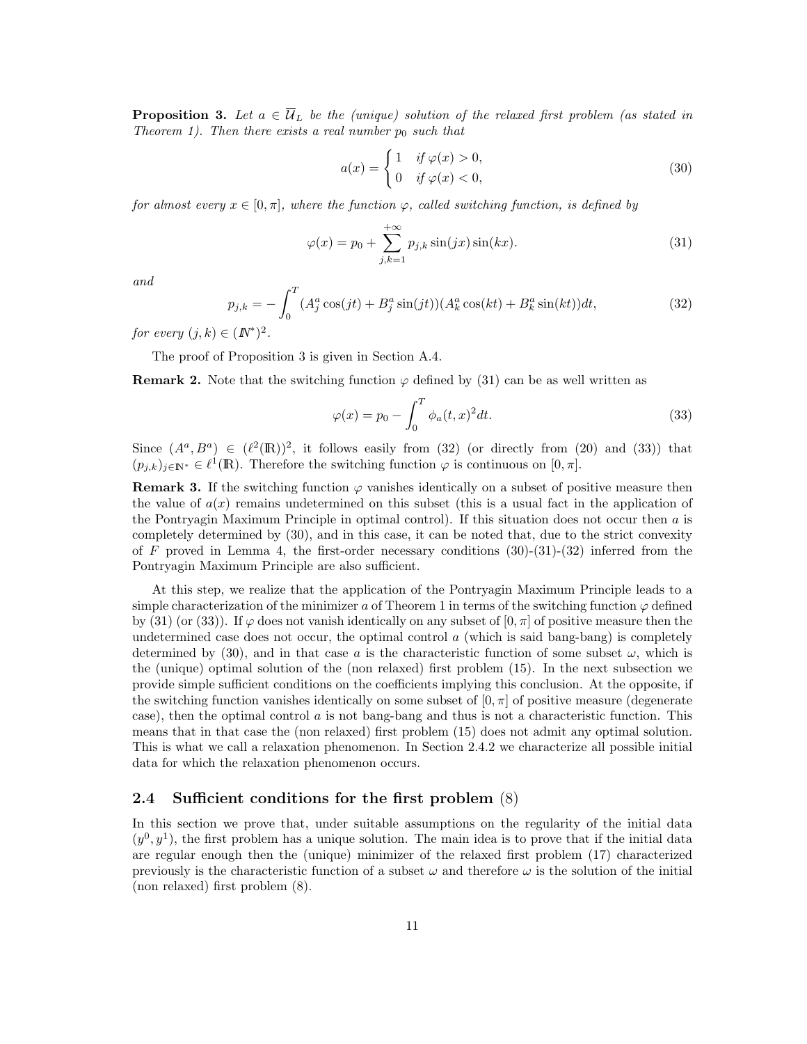**Proposition 3.** *Let $a \in \overline{\mathcal{U}}_L$ be the (unique) solution of the relaxed first problem (as stated in Theorem 1). Then there exists a real number $p_0$ such that*

$$a(x) = \begin{cases} 1 & \text{if } \varphi(x) > 0, \\ 0 & \text{if } \varphi(x) < 0, \end{cases} \tag{30}$$

*for almost every $x \in [0, \pi]$, where the function $\varphi$, called switching function, is defined by*

$$\varphi(x) = p_0 + \sum_{j,k=1}^{+\infty} p_{j,k} \sin(jx) \sin(kx). \tag{31}$$

*and*

$$p_{j,k} = -\int_0^T (A_j^a \cos(jt) + B_j^a \sin(jt))(A_k^a \cos(kt) + B_k^a \sin(kt))dt, \tag{32}$$

*for every $(j,k) \in (\mathbb{N}^*)^2$.*

The proof of Proposition 3 is given in Section A.4.

**Remark 2.** Note that the switching function $\varphi$ defined by (31) can be as well written as

$$\varphi(x) = p_0 - \int_0^T \phi_a(t,x)^2 dt. \tag{33}$$

Since $(A^a, B^a) \in (\ell^2(\mathbb{R}))^2$, it follows easily from (32) (or directly from (20) and (33)) that $(p_{j,k})_{j \in \mathbb{N}^*} \in \ell^1(\mathbb{R})$. Therefore the switching function $\varphi$ is continuous on $[0, \pi]$.

**Remark 3.** If the switching function $\varphi$ vanishes identically on a subset of positive measure then the value of $a(x)$ remains undetermined on this subset (this is a usual fact in the application of the Pontryagin Maximum Principle in optimal control). If this situation does not occur then $a$ is completely determined by (30), and in this case, it can be noted that, due to the strict convexity of $F$ proved in Lemma 4, the first-order necessary conditions (30)-(31)-(32) inferred from the Pontryagin Maximum Principle are also sufficient.

At this step, we realize that the application of the Pontryagin Maximum Principle leads to a simple characterization of the minimizer $a$ of Theorem 1 in terms of the switching function $\varphi$ defined by (31) (or (33)). If $\varphi$ does not vanish identically on any subset of $[0, \pi]$ of positive measure then the undetermined case does not occur, the optimal control $a$ (which is said bang-bang) is completely determined by (30), and in that case $a$ is the characteristic function of some subset $\omega$, which is the (unique) optimal solution of the (non relaxed) first problem (15). In the next subsection we provide simple sufficient conditions on the coefficients implying this conclusion. At the opposite, if the switching function vanishes identically on some subset of $[0, \pi]$ of positive measure (degenerate case), then the optimal control $a$ is not bang-bang and thus is not a characteristic function. This means that in that case the (non relaxed) first problem (15) does not admit any optimal solution. This is what we call a relaxation phenomenon. In Section 2.4.2 we characterize all possible initial data for which the relaxation phenomenon occurs.

## 2.4 Sufficient conditions for the first problem (8)

In this section we prove that, under suitable assumptions on the regularity of the initial data $(y^0, y^1)$, the first problem has a unique solution. The main idea is to prove that if the initial data are regular enough then the (unique) minimizer of the relaxed first problem (17) characterized previously is the characteristic function of a subset $\omega$ and therefore $\omega$ is the solution of the initial (non relaxed) first problem (8).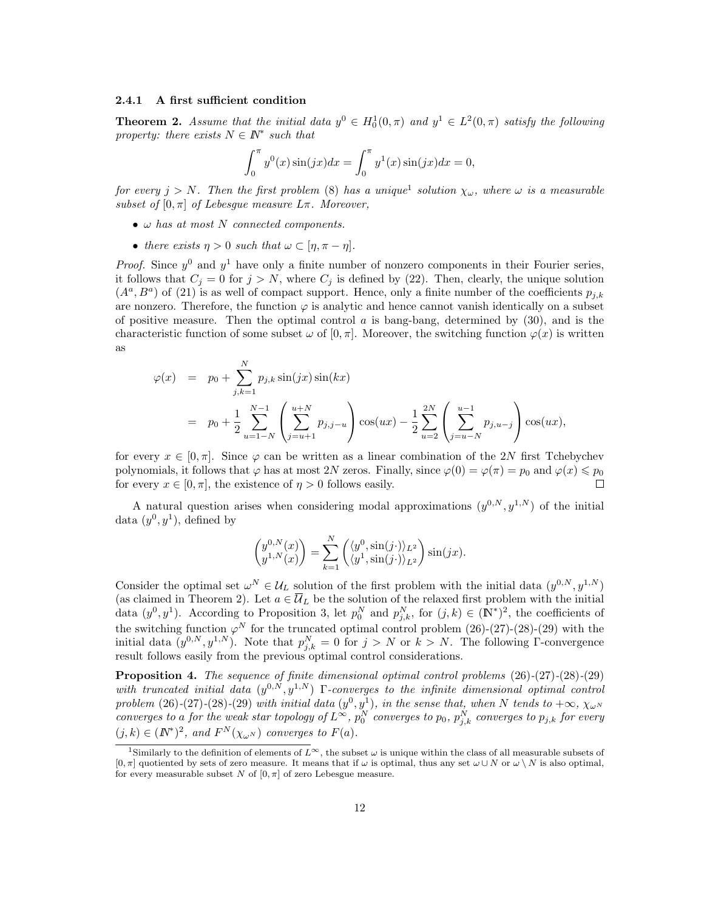#### 2.4.1 A first sufficient condition

**Theorem 2.** *Assume that the initial data $y^0 \in H_0^1(0,\pi)$ and $y^1 \in L^2(0,\pi)$ satisfy the following property: there exists $N \in \mathbb{N}^*$ such that*

$$\int_0^\pi y^0(x)\sin(jx)dx = \int_0^\pi y^1(x)\sin(jx)dx = 0,$$

*for every $j > N$. Then the first problem (8) has a unique*[1] *solution $\chi_\omega$, where $\omega$ is a measurable subset of $[0,\pi]$ of Lebesgue measure $L\pi$. Moreover,*

- *$\omega$ has at most $N$ connected components.*
- *there exists $\eta > 0$ such that $\omega \subset [\eta, \pi - \eta]$.*

*Proof.* Since $y^0$ and $y^1$ have only a finite number of nonzero components in their Fourier series, it follows that $C_j = 0$ for $j > N$, where $C_j$ is defined by (22). Then, clearly, the unique solution $(A^a, B^a)$ of (21) is as well of compact support. Hence, only a finite number of the coefficients $p_{j,k}$ are nonzero. Therefore, the function $\varphi$ is analytic and hence cannot vanish identically on a subset of positive measure. Then the optimal control $a$ is bang-bang, determined by (30), and is the characteristic function of some subset $\omega$ of $[0,\pi]$. Moreover, the switching function $\varphi(x)$ is written as

$$\begin{aligned}
\varphi(x) &= p_0 + \sum_{j,k=1}^{N} p_{j,k}\sin(jx)\sin(kx) \\
&= p_0 + \frac{1}{2}\sum_{u=1-N}^{N-1}\left(\sum_{j=u+1}^{u+N} p_{j,j-u}\right)\cos(ux) - \frac{1}{2}\sum_{u=2}^{2N}\left(\sum_{j=u-N}^{u-1} p_{j,u-j}\right)\cos(ux),
\end{aligned}$$

for every $x \in [0,\pi]$. Since $\varphi$ can be written as a linear combination of the $2N$ first Tchebychev polynomials, it follows that $\varphi$ has at most $2N$ zeros. Finally, since $\varphi(0) = \varphi(\pi) = p_0$ and $\varphi(x) \leqslant p_0$ for every $x \in [0,\pi]$, the existence of $\eta > 0$ follows easily. $\square$

A natural question arises when considering modal approximations $(y^{0,N}, y^{1,N})$ of the initial data $(y^0, y^1)$, defined by

$$\begin{pmatrix} y^{0,N}(x) \\ y^{1,N}(x) \end{pmatrix} = \sum_{k=1}^{N} \begin{pmatrix} \langle y^0, \sin(j\cdot)\rangle_{L^2} \\ \langle y^1, \sin(j\cdot)\rangle_{L^2} \end{pmatrix} \sin(jx).$$

Consider the optimal set $\omega^N \in \mathcal{U}_L$ solution of the first problem with the initial data $(y^{0,N}, y^{1,N})$ (as claimed in Theorem 2). Let $a \in \overline{\mathcal{U}}_L$ be the solution of the relaxed first problem with the initial data $(y^0, y^1)$. According to Proposition 3, let $p_0^N$ and $p_{j,k}^N$, for $(j,k) \in (\mathbb{N}^*)^2$, the coefficients of the switching function $\varphi^N$ for the truncated optimal control problem (26)-(27)-(28)-(29) with the initial data $(y^{0,N}, y^{1,N})$. Note that $p_{j,k}^N = 0$ for $j > N$ or $k > N$. The following $\Gamma$-convergence result follows easily from the previous optimal control considerations.

**Proposition 4.** *The sequence of finite dimensional optimal control problems (26)-(27)-(28)-(29) with truncated initial data $(y^{0,N}, y^{1,N})$ $\Gamma$-converges to the infinite dimensional optimal control problem (26)-(27)-(28)-(29) with initial data $(y^0, y^1)$, in the sense that, when $N$ tends to $+\infty$, $\chi_{\omega^N}$ converges to $a$ for the weak star topology of $L^\infty$, $p_0^N$ converges to $p_0$, $p_{j,k}^N$ converges to $p_{j,k}$ for every $(j,k) \in (\mathbb{N}^*)^2$, and $F^N(\chi_{\omega^N})$ converges to $F(a)$.*

---

[1] Similarly to the definition of elements of $L^\infty$, the subset $\omega$ is unique within the class of all measurable subsets of $[0,\pi]$ quotiented by sets of zero measure. It means that if $\omega$ is optimal, thus any set $\omega \cup N$ or $\omega \setminus N$ is also optimal, for every measurable subset $N$ of $[0,\pi]$ of zero Lebesgue measure.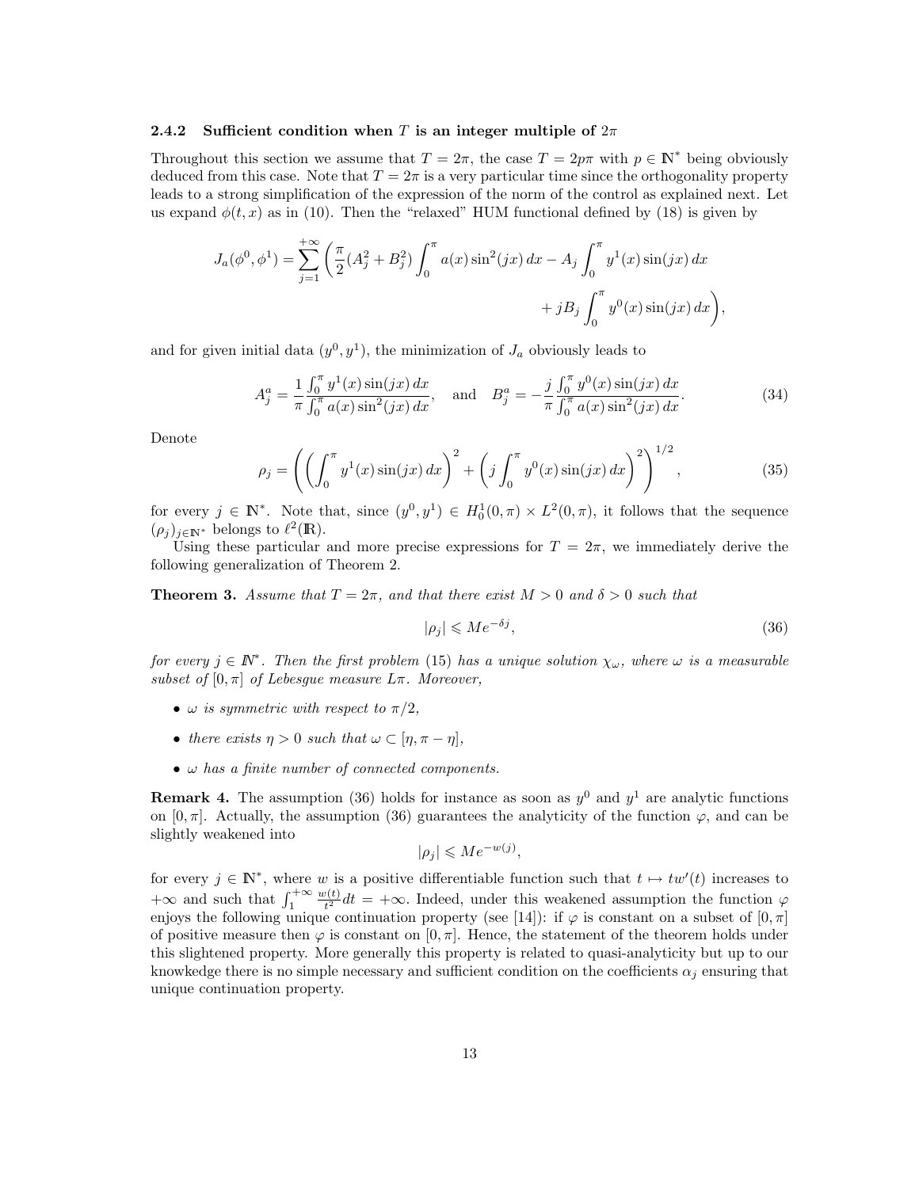#### 2.4.2 Sufficient condition when $T$ is an integer multiple of $2\pi$

Throughout this section we assume that $T = 2\pi$, the case $T = 2p\pi$ with $p \in \mathbb{N}^*$ being obviously deduced from this case. Note that $T = 2\pi$ is a very particular time since the orthogonality property leads to a strong simplification of the expression of the norm of the control as explained next. Let us expand $\phi(t,x)$ as in (10). Then the "relaxed" HUM functional defined by (18) is given by

$$J_a(\phi^0,\phi^1) = \sum_{j=1}^{+\infty} \left( \frac{\pi}{2}(A_j^2 + B_j^2) \int_0^\pi a(x)\sin^2(jx)\,dx - A_j \int_0^\pi y^1(x)\sin(jx)\,dx \right.$$
$$\left. + jB_j \int_0^\pi y^0(x)\sin(jx)\,dx \right),$$

and for given initial data $(y^0, y^1)$, the minimization of $J_a$ obviously leads to

$$A_j^a = \frac{1}{\pi} \frac{\int_0^\pi y^1(x)\sin(jx)\,dx}{\int_0^\pi a(x)\sin^2(jx)\,dx}, \quad \text{and} \quad B_j^a = -\frac{j}{\pi} \frac{\int_0^\pi y^0(x)\sin(jx)\,dx}{\int_0^\pi a(x)\sin^2(jx)\,dx}. \tag{34}$$

Denote

$$\rho_j = \left( \left( \int_0^\pi y^1(x)\sin(jx)\,dx \right)^2 + \left( j\int_0^\pi y^0(x)\sin(jx)\,dx \right)^2 \right)^{1/2}, \tag{35}$$

for every $j \in \mathbb{N}^*$. Note that, since $(y^0, y^1) \in H_0^1(0,\pi) \times L^2(0,\pi)$, it follows that the sequence $(\rho_j)_{j\in\mathbb{N}^*}$ belongs to $\ell^2(\mathbb{R})$.

Using these particular and more precise expressions for $T = 2\pi$, we immediately derive the following generalization of Theorem 2.

**Theorem 3.** *Assume that $T = 2\pi$, and that there exist $M > 0$ and $\delta > 0$ such that*

$$|\rho_j| \leqslant M e^{-\delta j}, \tag{36}$$

*for every $j \in \mathbb{N}^*$. Then the first problem (15) has a unique solution $\chi_\omega$, where $\omega$ is a measurable subset of $[0,\pi]$ of Lebesgue measure $L\pi$. Moreover,*

- *$\omega$ is symmetric with respect to $\pi/2$,*
- *there exists $\eta > 0$ such that $\omega \subset [\eta, \pi - \eta]$,*
- *$\omega$ has a finite number of connected components.*

**Remark 4.** The assumption (36) holds for instance as soon as $y^0$ and $y^1$ are analytic functions on $[0,\pi]$. Actually, the assumption (36) guarantees the analyticity of the function $\varphi$, and can be slightly weakened into

$$|\rho_j| \leqslant M e^{-w(j)},$$

for every $j \in \mathbb{N}^*$, where $w$ is a positive differentiable function such that $t \mapsto tw'(t)$ increases to $+\infty$ and such that $\int_1^{+\infty} \frac{w(t)}{t^2}dt = +\infty$. Indeed, under this weakened assumption the function $\varphi$ enjoys the following unique continuation property (see [14]): if $\varphi$ is constant on a subset of $[0,\pi]$ of positive measure then $\varphi$ is constant on $[0,\pi]$. Hence, the statement of the theorem holds under this slightened property. More generally this property is related to quasi-analyticity but up to our knowkedge there is no simple necessary and sufficient condition on the coefficients $\alpha_j$ ensuring that unique continuation property.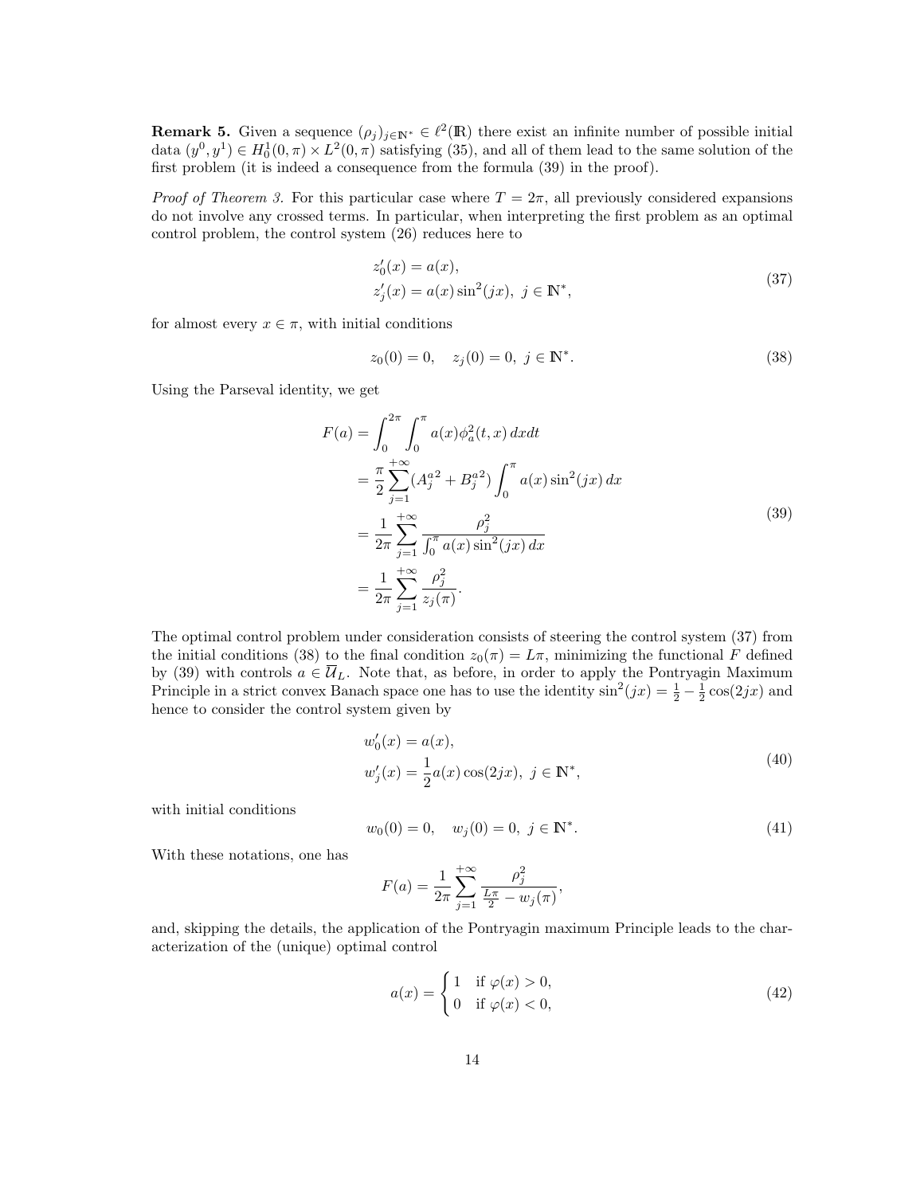**Remark 5.** Given a sequence $(\rho_j)_{j\in\mathbb{N}^*} \in \ell^2(\mathbb{R})$ there exist an infinite number of possible initial data $(y^0, y^1) \in H_0^1(0,\pi) \times L^2(0,\pi)$ satisfying (35), and all of them lead to the same solution of the first problem (it is indeed a consequence from the formula (39) in the proof).

*Proof of Theorem 3.* For this particular case where $T = 2\pi$, all previously considered expansions do not involve any crossed terms. In particular, when interpreting the first problem as an optimal control problem, the control system (26) reduces here to

$$
\begin{aligned}
z_0'(x) &= a(x), \\
z_j'(x) &= a(x)\sin^2(jx),\ j \in \mathbb{N}^*,
\end{aligned}
\tag{37}
$$

for almost every $x \in \pi$, with initial conditions

$$
z_0(0) = 0, \quad z_j(0) = 0,\ j \in \mathbb{N}^*. \tag{38}
$$

Using the Parseval identity, we get

$$
\begin{aligned}
F(a) &= \int_0^{2\pi}\int_0^{\pi} a(x)\phi_a^2(t,x)\,dxdt \\
&= \frac{\pi}{2}\sum_{j=1}^{+\infty}({A_j^a}^2 + {B_j^a}^2)\int_0^{\pi} a(x)\sin^2(jx)\,dx \\
&= \frac{1}{2\pi}\sum_{j=1}^{+\infty}\frac{\rho_j^2}{\int_0^{\pi} a(x)\sin^2(jx)\,dx} \\
&= \frac{1}{2\pi}\sum_{j=1}^{+\infty}\frac{\rho_j^2}{z_j(\pi)}.
\end{aligned}
\tag{39}
$$

The optimal control problem under consideration consists of steering the control system (37) from the initial conditions (38) to the final condition $z_0(\pi) = L\pi$, minimizing the functional $F$ defined by (39) with controls $a \in \overline{\mathcal{U}}_L$. Note that, as before, in order to apply the Pontryagin Maximum Principle in a strict convex Banach space one has to use the identity $\sin^2(jx) = \frac{1}{2} - \frac{1}{2}\cos(2jx)$ and hence to consider the control system given by

$$
\begin{aligned}
w_0'(x) &= a(x), \\
w_j'(x) &= \frac{1}{2}a(x)\cos(2jx),\ j \in \mathbb{N}^*,
\end{aligned}
\tag{40}
$$

with initial conditions

$$
w_0(0) = 0, \quad w_j(0) = 0,\ j \in \mathbb{N}^*. \tag{41}
$$

With these notations, one has

$$
F(a) = \frac{1}{2\pi}\sum_{j=1}^{+\infty}\frac{\rho_j^2}{\frac{L\pi}{2} - w_j(\pi)},
$$

and, skipping the details, the application of the Pontryagin maximum Principle leads to the characterization of the (unique) optimal control

$$
a(x) = \begin{cases} 1 & \text{if } \varphi(x) > 0, \\ 0 & \text{if } \varphi(x) < 0, \end{cases} \tag{42}
$$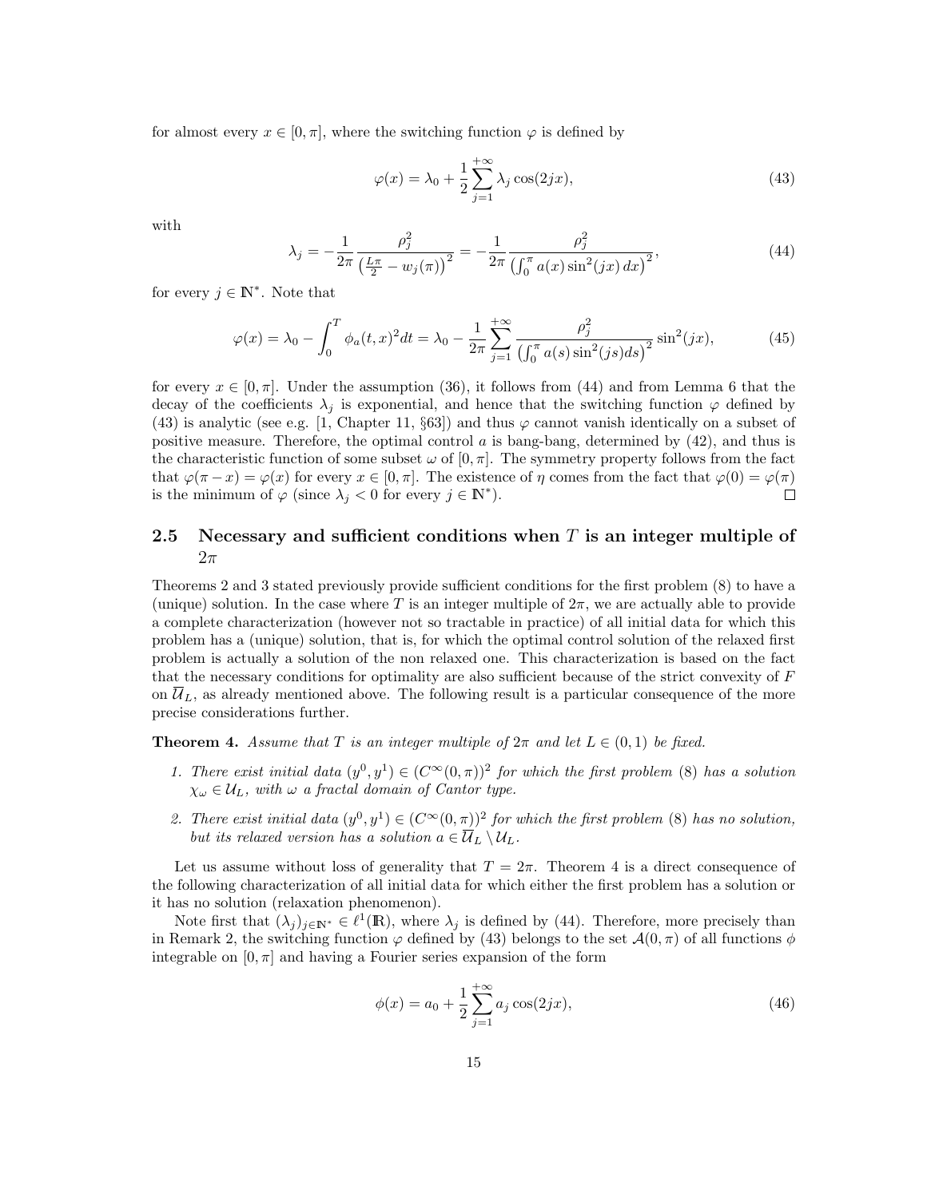for almost every $x \in [0,\pi]$, where the switching function $\varphi$ is defined by

$$\varphi(x) = \lambda_0 + \frac{1}{2}\sum_{j=1}^{+\infty} \lambda_j \cos(2jx), \tag{43}$$

with

$$\lambda_j = -\frac{1}{2\pi}\frac{\rho_j^2}{\left(\frac{L\pi}{2} - w_j(\pi)\right)^2} = -\frac{1}{2\pi}\frac{\rho_j^2}{\left(\int_0^\pi a(x)\sin^2(jx)\,dx\right)^2}, \tag{44}$$

for every $j \in \mathbb{N}^*$. Note that

$$\varphi(x) = \lambda_0 - \int_0^T \phi_a(t,x)^2 dt = \lambda_0 - \frac{1}{2\pi}\sum_{j=1}^{+\infty} \frac{\rho_j^2}{\left(\int_0^\pi a(s)\sin^2(js)ds\right)^2}\sin^2(jx), \tag{45}$$

for every $x \in [0,\pi]$. Under the assumption (36), it follows from (44) and from Lemma 6 that the decay of the coefficients $\lambda_j$ is exponential, and hence that the switching function $\varphi$ defined by (43) is analytic (see e.g. [1, Chapter 11, §63]) and thus $\varphi$ cannot vanish identically on a subset of positive measure. Therefore, the optimal control $a$ is bang-bang, determined by (42), and thus is the characteristic function of some subset $\omega$ of $[0,\pi]$. The symmetry property follows from the fact that $\varphi(\pi - x) = \varphi(x)$ for every $x \in [0,\pi]$. The existence of $\eta$ comes from the fact that $\varphi(0) = \varphi(\pi)$ is the minimum of $\varphi$ (since $\lambda_j < 0$ for every $j \in \mathbb{N}^*$). □

## 2.5 Necessary and sufficient conditions when $T$ is an integer multiple of $2\pi$

Theorems 2 and 3 stated previously provide sufficient conditions for the first problem (8) to have a (unique) solution. In the case where $T$ is an integer multiple of $2\pi$, we are actually able to provide a complete characterization (however not so tractable in practice) of all initial data for which this problem has a (unique) solution, that is, for which the optimal control solution of the relaxed first problem is actually a solution of the non relaxed one. This characterization is based on the fact that the necessary conditions for optimality are also sufficient because of the strict convexity of $F$ on $\overline{\mathcal{U}}_L$, as already mentioned above. The following result is a particular consequence of the more precise considerations further.

**Theorem 4.** *Assume that $T$ is an integer multiple of $2\pi$ and let $L \in (0,1)$ be fixed.*

1. *There exist initial data $(y^0, y^1) \in (C^\infty(0,\pi))^2$ for which the first problem (8) has a solution $\chi_\omega \in \mathcal{U}_L$, with $\omega$ a fractal domain of Cantor type.*
2. *There exist initial data $(y^0, y^1) \in (C^\infty(0,\pi))^2$ for which the first problem (8) has no solution, but its relaxed version has a solution $a \in \overline{\mathcal{U}}_L \setminus \mathcal{U}_L$.*

Let us assume without loss of generality that $T = 2\pi$. Theorem 4 is a direct consequence of the following characterization of all initial data for which either the first problem has a solution or it has no solution (relaxation phenomenon).

Note first that $(\lambda_j)_{j\in\mathbb{N}^*} \in \ell^1(\mathbb{R})$, where $\lambda_j$ is defined by (44). Therefore, more precisely than in Remark 2, the switching function $\varphi$ defined by (43) belongs to the set $\mathcal{A}(0,\pi)$ of all functions $\phi$ integrable on $[0,\pi]$ and having a Fourier series expansion of the form

$$\phi(x) = a_0 + \frac{1}{2}\sum_{j=1}^{+\infty} a_j \cos(2jx), \tag{46}$$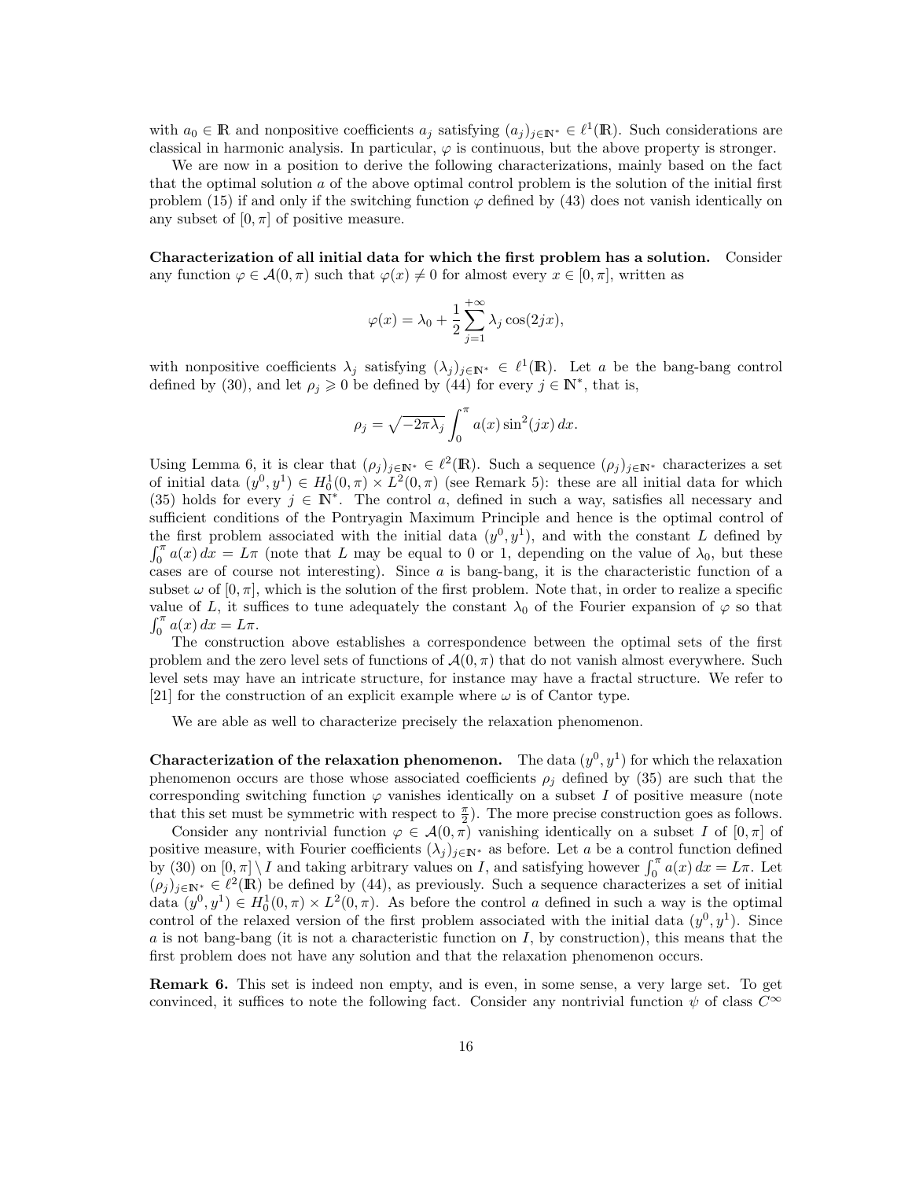with $a_0 \in \mathbb{R}$ and nonpositive coefficients $a_j$ satisfying $(a_j)_{j\in\mathbb{N}^*} \in \ell^1(\mathbb{R})$. Such considerations are classical in harmonic analysis. In particular, $\varphi$ is continuous, but the above property is stronger.

We are now in a position to derive the following characterizations, mainly based on the fact that the optimal solution $a$ of the above optimal control problem is the solution of the initial first problem (15) if and only if the switching function $\varphi$ defined by (43) does not vanish identically on any subset of $[0,\pi]$ of positive measure.

**Characterization of all initial data for which the first problem has a solution.** Consider any function $\varphi \in \mathcal{A}(0,\pi)$ such that $\varphi(x) \neq 0$ for almost every $x \in [0,\pi]$, written as

$$\varphi(x) = \lambda_0 + \frac{1}{2}\sum_{j=1}^{+\infty} \lambda_j \cos(2jx),$$

with nonpositive coefficients $\lambda_j$ satisfying $(\lambda_j)_{j\in\mathbb{N}^*} \in \ell^1(\mathbb{R})$. Let $a$ be the bang-bang control defined by (30), and let $\rho_j \geqslant 0$ be defined by (44) for every $j \in \mathbb{N}^*$, that is,

$$\rho_j = \sqrt{-2\pi\lambda_j}\int_0^\pi a(x)\sin^2(jx)\,dx.$$

Using Lemma 6, it is clear that $(\rho_j)_{j\in\mathbb{N}^*} \in \ell^2(\mathbb{R})$. Such a sequence $(\rho_j)_{j\in\mathbb{N}^*}$ characterizes a set of initial data $(y^0,y^1) \in H_0^1(0,\pi)\times L^2(0,\pi)$ (see Remark 5): these are all initial data for which (35) holds for every $j \in \mathbb{N}^*$. The control $a$, defined in such a way, satisfies all necessary and sufficient conditions of the Pontryagin Maximum Principle and hence is the optimal control of the first problem associated with the initial data $(y^0,y^1)$, and with the constant $L$ defined by $\int_0^\pi a(x)\,dx = L\pi$ (note that $L$ may be equal to 0 or 1, depending on the value of $\lambda_0$, but these cases are of course not interesting). Since $a$ is bang-bang, it is the characteristic function of a subset $\omega$ of $[0,\pi]$, which is the solution of the first problem. Note that, in order to realize a specific value of $L$, it suffices to tune adequately the constant $\lambda_0$ of the Fourier expansion of $\varphi$ so that $\int_0^\pi a(x)\,dx = L\pi$.

The construction above establishes a correspondence between the optimal sets of the first problem and the zero level sets of functions of $\mathcal{A}(0,\pi)$ that do not vanish almost everywhere. Such level sets may have an intricate structure, for instance may have a fractal structure. We refer to [21] for the construction of an explicit example where $\omega$ is of Cantor type.

We are able as well to characterize precisely the relaxation phenomenon.

**Characterization of the relaxation phenomenon.** The data $(y^0,y^1)$ for which the relaxation phenomenon occurs are those whose associated coefficients $\rho_j$ defined by (35) are such that the corresponding switching function $\varphi$ vanishes identically on a subset $I$ of positive measure (note that this set must be symmetric with respect to $\frac{\pi}{2}$). The more precise construction goes as follows.

Consider any nontrivial function $\varphi \in \mathcal{A}(0,\pi)$ vanishing identically on a subset $I$ of $[0,\pi]$ of positive measure, with Fourier coefficients $(\lambda_j)_{j\in\mathbb{N}^*}$ as before. Let $a$ be a control function defined by (30) on $[0,\pi]\setminus I$ and taking arbitrary values on $I$, and satisfying however $\int_0^\pi a(x)\,dx = L\pi$. Let $(\rho_j)_{j\in\mathbb{N}^*} \in \ell^2(\mathbb{R})$ be defined by (44), as previously. Such a sequence characterizes a set of initial data $(y^0,y^1) \in H_0^1(0,\pi)\times L^2(0,\pi)$. As before the control $a$ defined in such a way is the optimal control of the relaxed version of the first problem associated with the initial data $(y^0,y^1)$. Since $a$ is not bang-bang (it is not a characteristic function on $I$, by construction), this means that the first problem does not have any solution and that the relaxation phenomenon occurs.

**Remark 6.** This set is indeed non empty, and is even, in some sense, a very large set. To get convinced, it suffices to note the following fact. Consider any nontrivial function $\psi$ of class $C^\infty$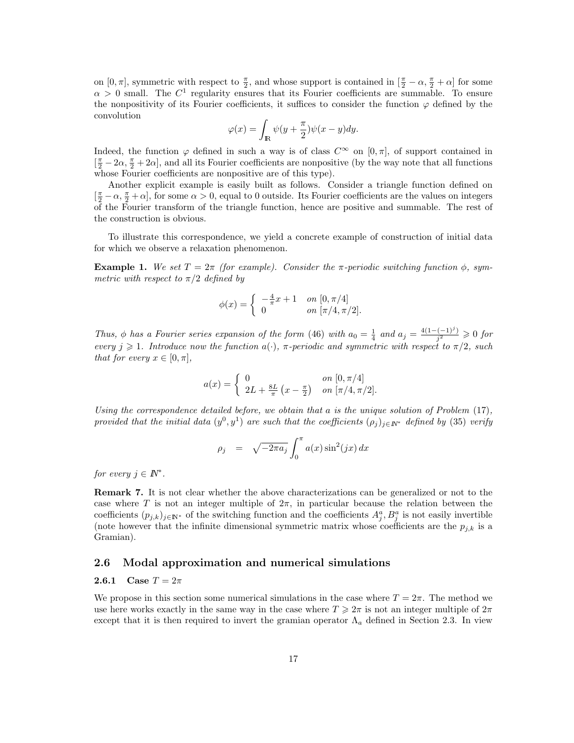on $[0, \pi]$, symmetric with respect to $\frac{\pi}{2}$, and whose support is contained in $[\frac{\pi}{2} - \alpha, \frac{\pi}{2} + \alpha]$ for some $\alpha > 0$ small. The $C^1$ regularity ensures that its Fourier coefficients are summable. To ensure the nonpositivity of its Fourier coefficients, it suffices to consider the function $\varphi$ defined by the convolution

$$\varphi(x) = \int_{\mathbb{R}} \psi(y + \frac{\pi}{2})\psi(x - y)dy.$$

Indeed, the function $\varphi$ defined in such a way is of class $C^\infty$ on $[0, \pi]$, of support contained in $[\frac{\pi}{2} - 2\alpha, \frac{\pi}{2} + 2\alpha]$, and all its Fourier coefficients are nonpositive (by the way note that all functions whose Fourier coefficients are nonpositive are of this type).

Another explicit example is easily built as follows. Consider a triangle function defined on $[\frac{\pi}{2} - \alpha, \frac{\pi}{2} + \alpha]$, for some $\alpha > 0$, equal to 0 outside. Its Fourier coefficients are the values on integers of the Fourier transform of the triangle function, hence are positive and summable. The rest of the construction is obvious.

To illustrate this correspondence, we yield a concrete example of construction of initial data for which we observe a relaxation phenomenon.

**Example 1.** *We set $T = 2\pi$ (for example). Consider the $\pi$-periodic switching function $\phi$, symmetric with respect to $\pi/2$ defined by*

$$\phi(x) = \begin{cases} -\frac{4}{\pi}x + 1 & \text{on } [0, \pi/4] \\ 0 & \text{on } [\pi/4, \pi/2]. \end{cases}$$

*Thus, $\phi$ has a Fourier series expansion of the form (46) with $a_0 = \frac{1}{4}$ and $a_j = \frac{4(1-(-1)^j)}{j^2} \geqslant 0$ for every $j \geqslant 1$. Introduce now the function $a(\cdot)$, $\pi$-periodic and symmetric with respect to $\pi/2$, such that for every $x \in [0, \pi]$,*

$$a(x) = \begin{cases} 0 & \text{on } [0, \pi/4] \\ 2L + \frac{8L}{\pi}\left(x - \frac{\pi}{2}\right) & \text{on } [\pi/4, \pi/2]. \end{cases}$$

*Using the correspondence detailed before, we obtain that $a$ is the unique solution of Problem (17), provided that the initial data $(y^0, y^1)$ are such that the coefficients $(\rho_j)_{j \in \mathbb{N}^*}$ defined by (35) verify*

$$\rho_j \quad = \quad \sqrt{-2\pi a_j} \int_0^\pi a(x) \sin^2(jx)\, dx$$

*for every $j \in \mathbb{N}^*$.*

**Remark 7.** It is not clear whether the above characterizations can be generalized or not to the case where $T$ is not an integer multiple of $2\pi$, in particular because the relation between the coefficients $(p_{j,k})_{j \in \mathbb{N}^*}$ of the switching function and the coefficients $A_j^a, B_j^a$ is not easily invertible (note however that the infinite dimensional symmetric matrix whose coefficients are the $p_{j,k}$ is a Gramian).

## 2.6 Modal approximation and numerical simulations

### 2.6.1 Case $T = 2\pi$

We propose in this section some numerical simulations in the case where $T = 2\pi$. The method we use here works exactly in the same way in the case where $T \geqslant 2\pi$ is not an integer multiple of $2\pi$ except that it is then required to invert the gramian operator $\Lambda_a$ defined in Section 2.3. In view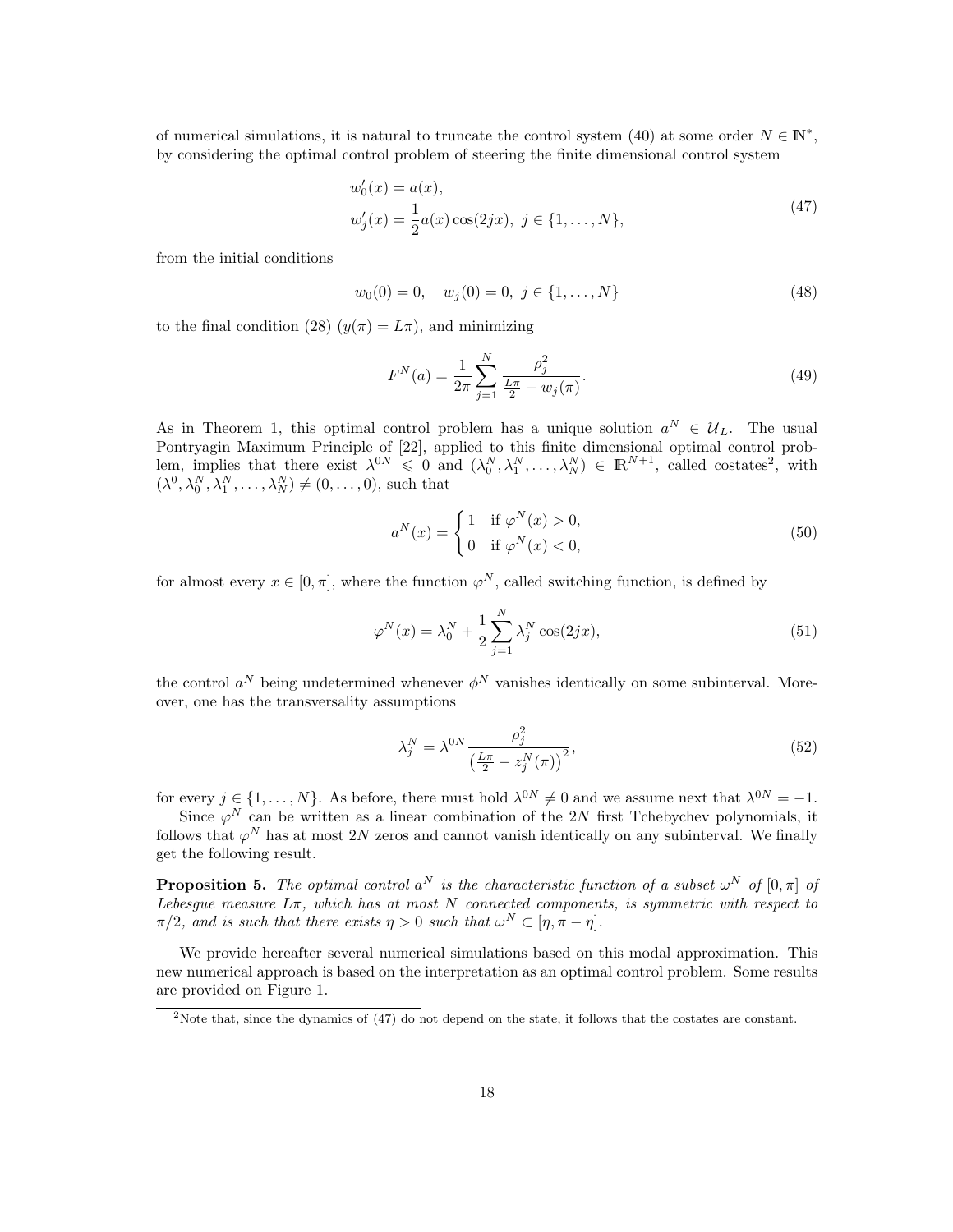of numerical simulations, it is natural to truncate the control system (40) at some order $N \in \mathbb{N}^*$, by considering the optimal control problem of steering the finite dimensional control system

$$
\begin{aligned}
&w_0'(x) = a(x), \\
&w_j'(x) = \frac{1}{2} a(x) \cos(2jx), \ j \in \{1, \dots, N\},
\end{aligned}
\tag{47}
$$

from the initial conditions

$$
w_0(0) = 0, \quad w_j(0) = 0, \ j \in \{1, \dots, N\}
\tag{48}
$$

to the final condition (28) ($y(\pi) = L\pi$), and minimizing

$$
F^N(a) = \frac{1}{2\pi} \sum_{j=1}^{N} \frac{\rho_j^2}{\frac{L\pi}{2} - w_j(\pi)}.
\tag{49}
$$

As in Theorem 1, this optimal control problem has a unique solution $a^N \in \overline{\mathcal{U}}_L$. The usual Pontryagin Maximum Principle of [22], applied to this finite dimensional optimal control problem, implies that there exist $\lambda^{0N} \leqslant 0$ and $(\lambda_0^N, \lambda_1^N, \dots, \lambda_N^N) \in \mathbb{R}^{N+1}$, called costates[2], with $(\lambda^0, \lambda_0^N, \lambda_1^N, \dots, \lambda_N^N) \neq (0, \dots, 0)$, such that

$$
a^N(x) = \begin{cases} 1 & \text{if } \varphi^N(x) > 0, \\ 0 & \text{if } \varphi^N(x) < 0, \end{cases}
\tag{50}
$$

for almost every $x \in [0, \pi]$, where the function $\varphi^N$, called switching function, is defined by

$$
\varphi^N(x) = \lambda_0^N + \frac{1}{2} \sum_{j=1}^{N} \lambda_j^N \cos(2jx),
\tag{51}
$$

the control $a^N$ being undetermined whenever $\phi^N$ vanishes identically on some subinterval. Moreover, one has the transversality assumptions

$$
\lambda_j^N = \lambda^{0N} \frac{\rho_j^2}{\left(\frac{L\pi}{2} - z_j^N(\pi)\right)^2},
\tag{52}
$$

for every $j \in \{1, \dots, N\}$. As before, there must hold $\lambda^{0N} \neq 0$ and we assume next that $\lambda^{0N} = -1$.

Since $\varphi^N$ can be written as a linear combination of the $2N$ first Tchebychev polynomials, it follows that $\varphi^N$ has at most $2N$ zeros and cannot vanish identically on any subinterval. We finally get the following result.

**Proposition 5.** *The optimal control $a^N$ is the characteristic function of a subset $\omega^N$ of $[0, \pi]$ of Lebesgue measure $L\pi$, which has at most $N$ connected components, is symmetric with respect to $\pi/2$, and is such that there exists $\eta > 0$ such that $\omega^N \subset [\eta, \pi - \eta]$.*

We provide hereafter several numerical simulations based on this modal approximation. This new numerical approach is based on the interpretation as an optimal control problem. Some results are provided on Figure 1.

[2] Note that, since the dynamics of (47) do not depend on the state, it follows that the costates are constant.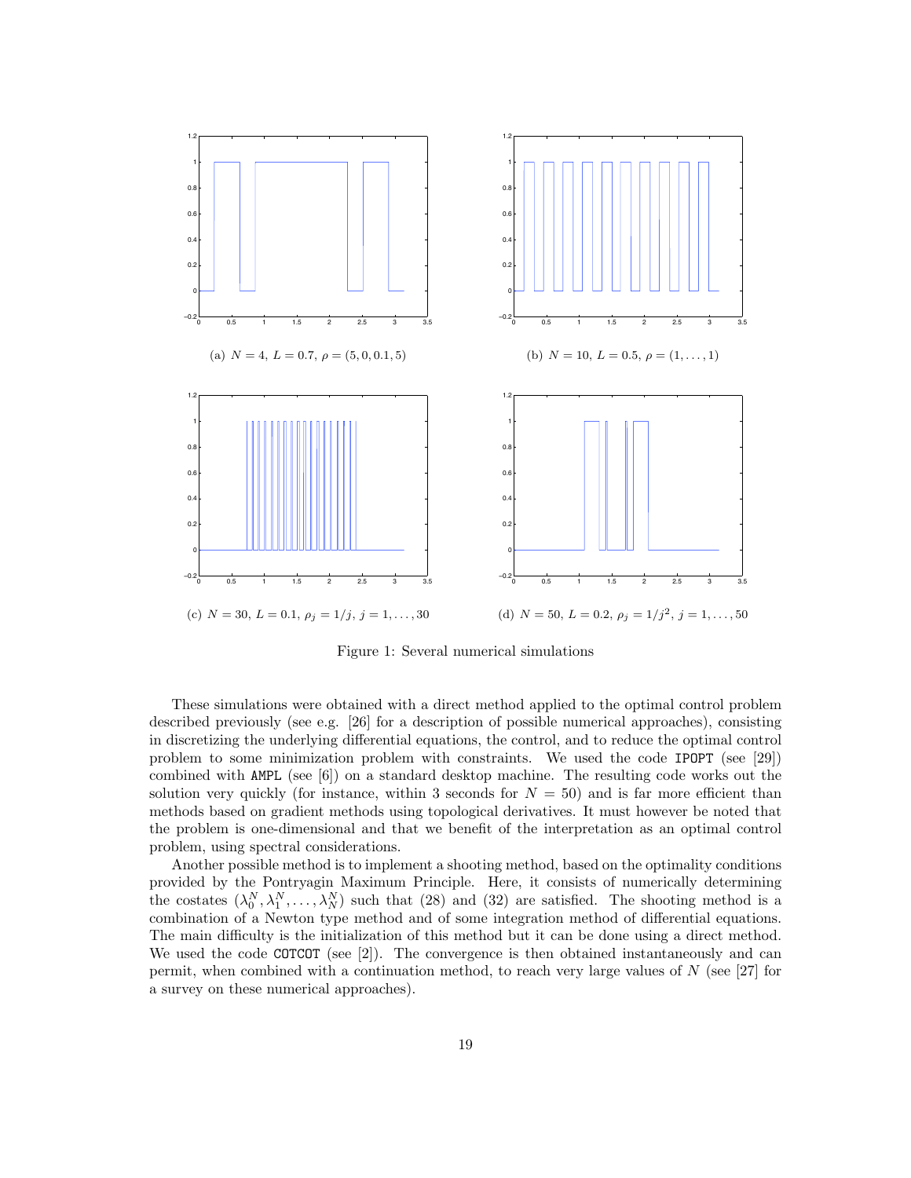(a) $N = 4$, $L = 0.7$, $\rho = (5, 0, 0.1, 5)$

(b) $N = 10$, $L = 0.5$, $\rho = (1, \dots, 1)$

(c) $N = 30$, $L = 0.1$, $\rho_j = 1/j$, $j = 1, \dots, 30$

(d) $N = 50$, $L = 0.2$, $\rho_j = 1/j^2$, $j = 1, \dots, 50$

Figure 1: Several numerical simulations

These simulations were obtained with a direct method applied to the optimal control problem described previously (see e.g. [26] for a description of possible numerical approaches), consisting in discretizing the underlying differential equations, the control, and to reduce the optimal control problem to some minimization problem with constraints. We used the code `IPOPT` (see [29]) combined with `AMPL` (see [6]) on a standard desktop machine. The resulting code works out the solution very quickly (for instance, within 3 seconds for $N = 50$) and is far more efficient than methods based on gradient methods using topological derivatives. It must however be noted that the problem is one-dimensional and that we benefit of the interpretation as an optimal control problem, using spectral considerations.

Another possible method is to implement a shooting method, based on the optimality conditions provided by the Pontryagin Maximum Principle. Here, it consists of numerically determining the costates $(\lambda_0^N, \lambda_1^N, \dots, \lambda_N^N)$ such that (28) and (32) are satisfied. The shooting method is a combination of a Newton type method and of some integration method of differential equations. The main difficulty is the initialization of this method but it can be done using a direct method. We used the code `COTCOT` (see [2]). The convergence is then obtained instantaneously and can permit, when combined with a continuation method, to reach very large values of $N$ (see [27] for a survey on these numerical approaches).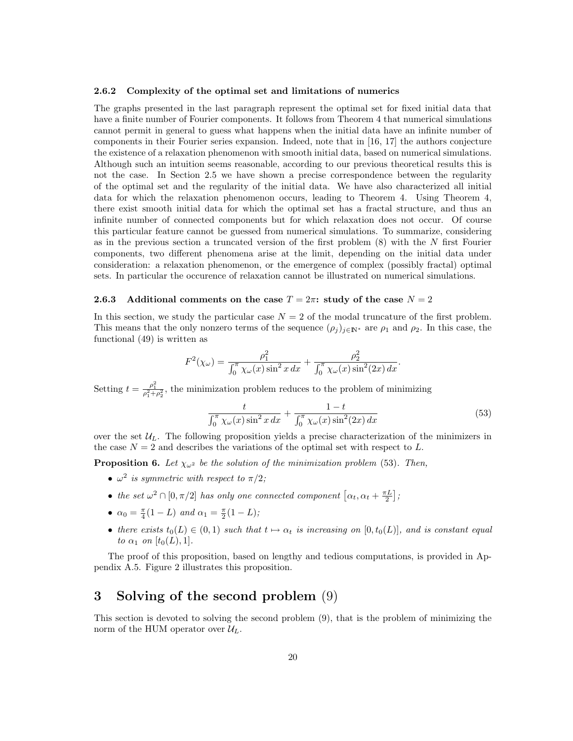#### 2.6.2 Complexity of the optimal set and limitations of numerics

The graphs presented in the last paragraph represent the optimal set for fixed initial data that have a finite number of Fourier components. It follows from Theorem 4 that numerical simulations cannot permit in general to guess what happens when the initial data have an infinite number of components in their Fourier series expansion. Indeed, note that in [16, 17] the authors conjecture the existence of a relaxation phenomenon with smooth initial data, based on numerical simulations. Although such an intuition seems reasonable, according to our previous theoretical results this is not the case. In Section 2.5 we have shown a precise correspondence between the regularity of the optimal set and the regularity of the initial data. We have also characterized all initial data for which the relaxation phenomenon occurs, leading to Theorem 4. Using Theorem 4, there exist smooth initial data for which the optimal set has a fractal structure, and thus an infinite number of connected components but for which relaxation does not occur. Of course this particular feature cannot be guessed from numerical simulations. To summarize, considering as in the previous section a truncated version of the first problem (8) with the $N$ first Fourier components, two different phenomena arise at the limit, depending on the initial data under consideration: a relaxation phenomenon, or the emergence of complex (possibly fractal) optimal sets. In particular the occurence of relaxation cannot be illustrated on numerical simulations.

#### 2.6.3 Additional comments on the case $T = 2\pi$: study of the case $N = 2$

In this section, we study the particular case $N = 2$ of the modal truncature of the first problem. This means that the only nonzero terms of the sequence $(\rho_j)_{j\in\mathbb{N}^*}$ are $\rho_1$ and $\rho_2$. In this case, the functional (49) is written as

$$F^2(\chi_\omega) = \frac{\rho_1^2}{\int_0^\pi \chi_\omega(x)\sin^2 x\, dx} + \frac{\rho_2^2}{\int_0^\pi \chi_\omega(x)\sin^2(2x)\, dx}.$$

Setting $t = \frac{\rho_1^2}{\rho_1^2+\rho_2^2}$, the minimization problem reduces to the problem of minimizing

$$\frac{t}{\int_0^\pi \chi_\omega(x)\sin^2 x\, dx} + \frac{1-t}{\int_0^\pi \chi_\omega(x)\sin^2(2x)\, dx} \tag{53}$$

over the set $\mathcal{U}_L$. The following proposition yields a precise characterization of the minimizers in the case $N = 2$ and describes the variations of the optimal set with respect to $L$.

**Proposition 6.** *Let $\chi_{\omega^2}$ be the solution of the minimization problem* (53). *Then,*

- *$\omega^2$ is symmetric with respect to $\pi/2$;*
- *the set $\omega^2 \cap [0, \pi/2]$ has only one connected component $\left[\alpha_t, \alpha_t + \frac{\pi L}{2}\right]$;*
- *$\alpha_0 = \frac{\pi}{4}(1-L)$ and $\alpha_1 = \frac{\pi}{2}(1-L)$;*
- *there exists $t_0(L) \in (0, 1)$ such that $t \mapsto \alpha_t$ is increasing on $[0, t_0(L)]$, and is constant equal to $\alpha_1$ on $[t_0(L), 1]$.*

The proof of this proposition, based on lengthy and tedious computations, is provided in Appendix A.5. Figure 2 illustrates this proposition.

# 3 Solving of the second problem (9)

This section is devoted to solving the second problem (9), that is the problem of minimizing the norm of the HUM operator over $\mathcal{U}_L$.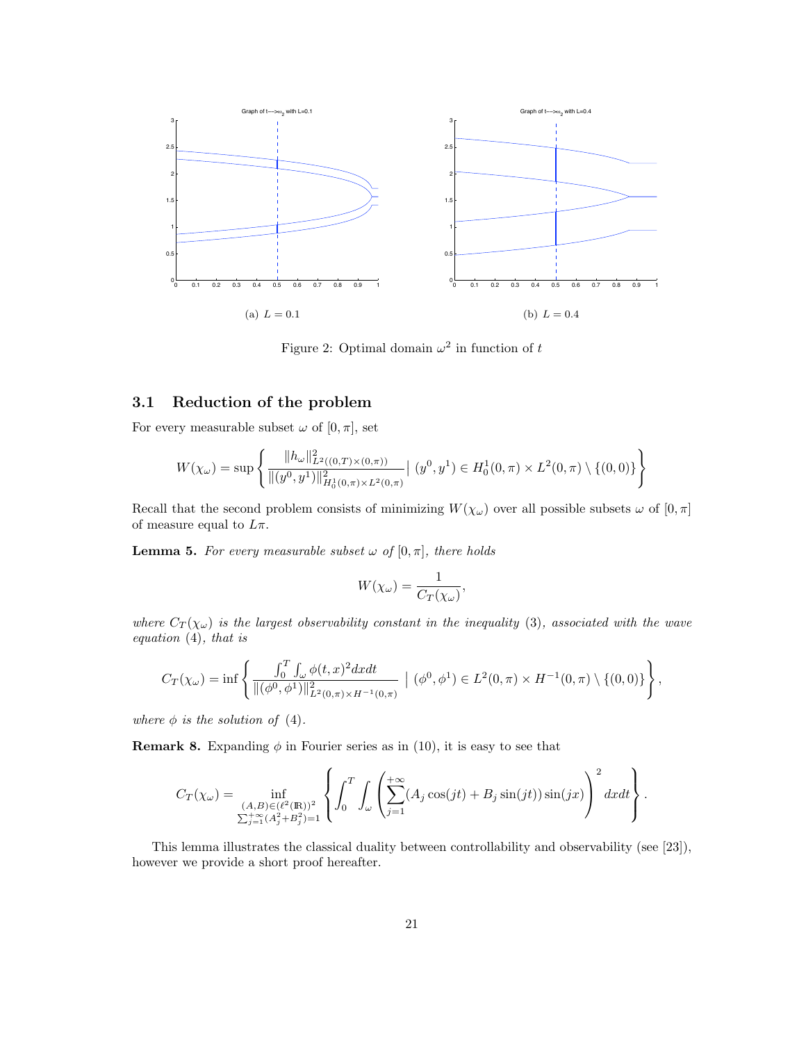(a) $L = 0.1$

(b) $L = 0.4$

Figure 2: Optimal domain $\omega^2$ in function of $t$

### 3.1 Reduction of the problem

For every measurable subset $\omega$ of $[0,\pi]$, set

$$W(\chi_\omega) = \sup\left\{ \frac{\|h_\omega\|^2_{L^2((0,T)\times(0,\pi))}}{\|(y^0,y^1)\|^2_{H^1_0(0,\pi)\times L^2(0,\pi)}} \mid (y^0,y^1)\in H^1_0(0,\pi)\times L^2(0,\pi)\setminus\{(0,0)\} \right\}$$

Recall that the second problem consists of minimizing $W(\chi_\omega)$ over all possible subsets $\omega$ of $[0,\pi]$ of measure equal to $L\pi$.

**Lemma 5.** *For every measurable subset $\omega$ of $[0,\pi]$, there holds*

$$W(\chi_\omega) = \frac{1}{C_T(\chi_\omega)},$$

*where $C_T(\chi_\omega)$ is the largest observability constant in the inequality (3), associated with the wave equation (4), that is*

$$C_T(\chi_\omega) = \inf\left\{ \frac{\int_0^T\int_\omega \phi(t,x)^2 dxdt}{\|(\phi^0,\phi^1)\|^2_{L^2(0,\pi)\times H^{-1}(0,\pi)}} \mid (\phi^0,\phi^1)\in L^2(0,\pi)\times H^{-1}(0,\pi)\setminus\{(0,0)\} \right\},$$

*where $\phi$ is the solution of (4).*

**Remark 8.** Expanding $\phi$ in Fourier series as in (10), it is easy to see that

$$C_T(\chi_\omega) = \inf_{\substack{(A,B)\in(\ell^2(\mathbb{R}))^2\\ \sum_{j=1}^{+\infty}(A_j^2+B_j^2)=1}} \left\{ \int_0^T\int_\omega \left(\sum_{j=1}^{+\infty}(A_j\cos(jt)+B_j\sin(jt))\sin(jx)\right)^2 dxdt \right\}.$$

This lemma illustrates the classical duality between controllability and observability (see [23]), however we provide a short proof hereafter.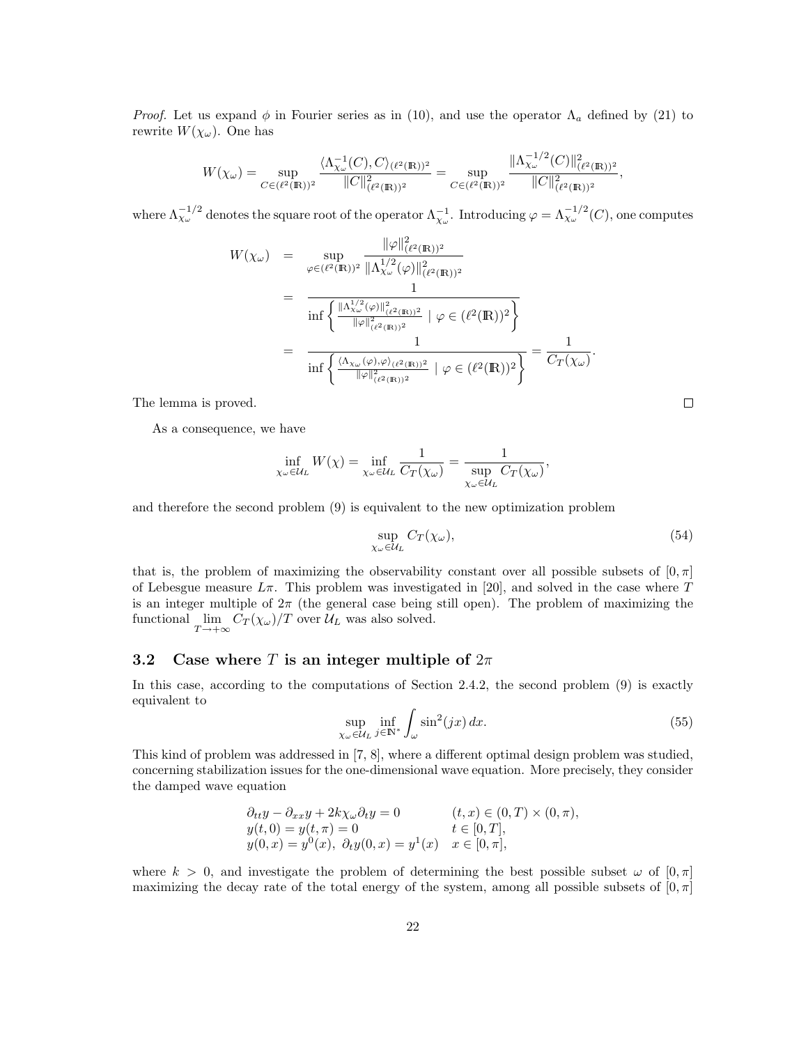*Proof.* Let us expand $\phi$ in Fourier series as in (10), and use the operator $\Lambda_a$ defined by (21) to rewrite $W(\chi_\omega)$. One has

$$W(\chi_\omega) = \sup_{C\in(\ell^2(\mathbb{R}))^2} \frac{\langle \Lambda_{\chi_\omega}^{-1}(C), C\rangle_{(\ell^2(\mathbb{R}))^2}}{\|C\|^2_{(\ell^2(\mathbb{R}))^2}} = \sup_{C\in(\ell^2(\mathbb{R}))^2} \frac{\|\Lambda_{\chi_\omega}^{-1/2}(C)\|^2_{(\ell^2(\mathbb{R}))^2}}{\|C\|^2_{(\ell^2(\mathbb{R}))^2}},$$

where $\Lambda_{\chi_\omega}^{-1/2}$ denotes the square root of the operator $\Lambda_{\chi_\omega}^{-1}$. Introducing $\varphi = \Lambda_{\chi_\omega}^{-1/2}(C)$, one computes

$$\begin{aligned}
W(\chi_\omega) &= \sup_{\varphi\in(\ell^2(\mathbb{R}))^2} \frac{\|\varphi\|^2_{(\ell^2(\mathbb{R}))^2}}{\|\Lambda_{\chi_\omega}^{1/2}(\varphi)\|^2_{(\ell^2(\mathbb{R}))^2}} \\
&= \frac{1}{\inf\left\{ \frac{\|\Lambda_{\chi_\omega}^{1/2}(\varphi)\|^2_{(\ell^2(\mathbb{R}))^2}}{\|\varphi\|^2_{(\ell^2(\mathbb{R}))^2}} \mid \varphi \in (\ell^2(\mathbb{R}))^2 \right\}} \\
&= \frac{1}{\inf\left\{ \frac{\langle \Lambda_{\chi_\omega}(\varphi),\varphi\rangle_{(\ell^2(\mathbb{R}))^2}}{\|\varphi\|^2_{(\ell^2(\mathbb{R}))^2}} \mid \varphi \in (\ell^2(\mathbb{R}))^2 \right\}} = \frac{1}{C_T(\chi_\omega)}.
\end{aligned}$$

The lemma is proved. ∎

As a consequence, we have

$$\inf_{\chi_\omega\in\mathcal{U}_L} W(\chi) = \inf_{\chi_\omega\in\mathcal{U}_L} \frac{1}{C_T(\chi_\omega)} = \frac{1}{\sup\limits_{\chi_\omega\in\mathcal{U}_L} C_T(\chi_\omega)},$$

and therefore the second problem (9) is equivalent to the new optimization problem

$$\sup_{\chi_\omega\in\mathcal{U}_L} C_T(\chi_\omega), \tag{54}$$

that is, the problem of maximizing the observability constant over all possible subsets of $[0,\pi]$ of Lebesgue measure $L\pi$. This problem was investigated in [20], and solved in the case where $T$ is an integer multiple of $2\pi$ (the general case being still open). The problem of maximizing the functional $\lim\limits_{T\to+\infty} C_T(\chi_\omega)/T$ over $\mathcal{U}_L$ was also solved.

## 3.2 Case where $T$ is an integer multiple of $2\pi$

In this case, according to the computations of Section 2.4.2, the second problem (9) is exactly equivalent to

$$\sup_{\chi_\omega\in\mathcal{U}_L} \inf_{j\in\mathbb{N}^*} \int_\omega \sin^2(jx)\,dx. \tag{55}$$

This kind of problem was addressed in [7, 8], where a different optimal design problem was studied, concerning stabilization issues for the one-dimensional wave equation. More precisely, they consider the damped wave equation

$$\begin{array}{ll}
\partial_{tt}y - \partial_{xx}y + 2k\chi_\omega\partial_t y = 0 & (t,x)\in(0,T)\times(0,\pi), \\
y(t,0) = y(t,\pi) = 0 & t\in[0,T], \\
y(0,x) = y^0(x),\ \partial_t y(0,x) = y^1(x) & x\in[0,\pi],
\end{array}$$

where $k>0$, and investigate the problem of determining the best possible subset $\omega$ of $[0,\pi]$ maximizing the decay rate of the total energy of the system, among all possible subsets of $[0,\pi]$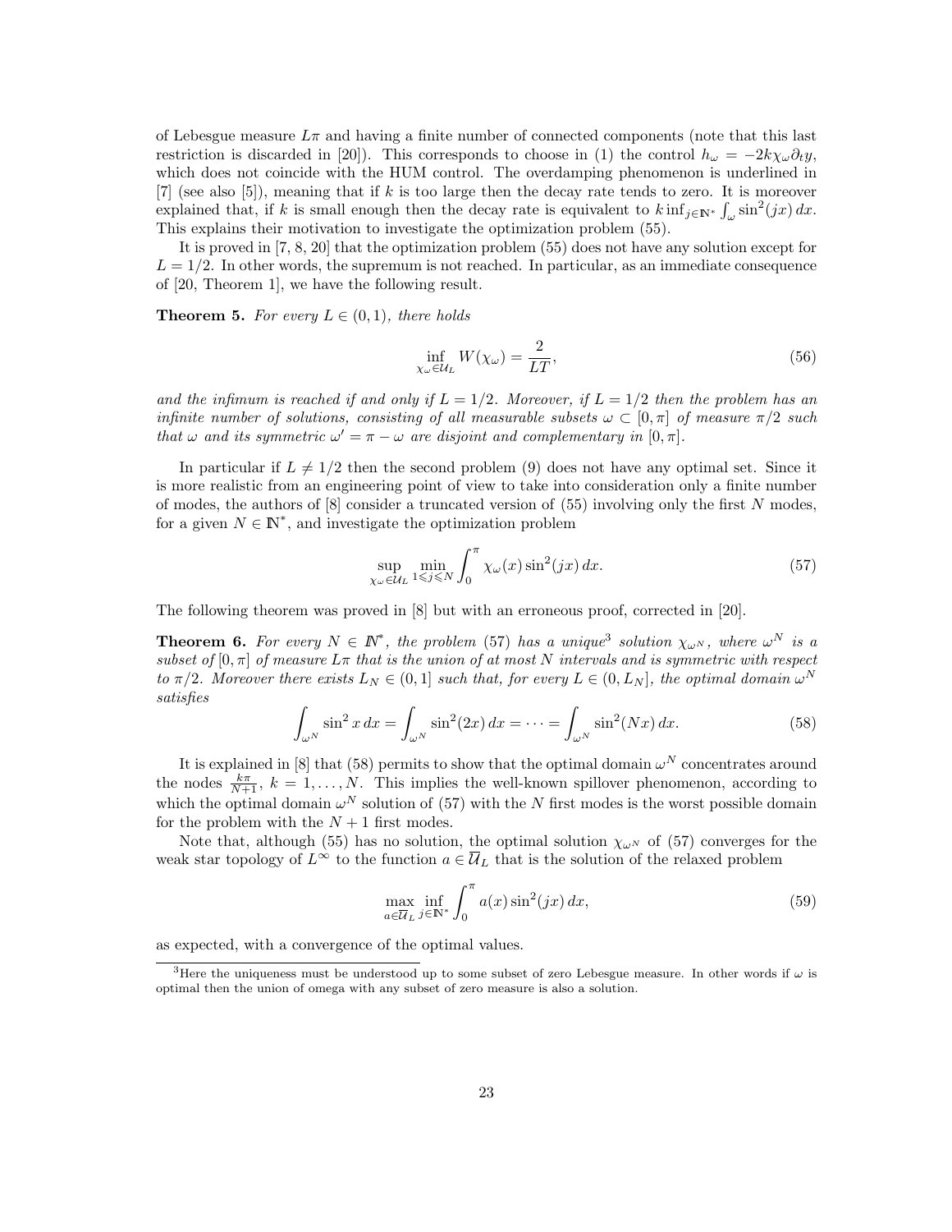of Lebesgue measure $L\pi$ and having a finite number of connected components (note that this last restriction is discarded in [20]). This corresponds to choose in (1) the control $h_\omega = -2k\chi_\omega\partial_t y$, which does not coincide with the HUM control. The overdamping phenomenon is underlined in [7] (see also [5]), meaning that if $k$ is too large then the decay rate tends to zero. It is moreover explained that, if $k$ is small enough then the decay rate is equivalent to $k\inf_{j\in\mathbb{N}^*}\int_\omega \sin^2(jx)\,dx$. This explains their motivation to investigate the optimization problem (55).

It is proved in [7, 8, 20] that the optimization problem (55) does not have any solution except for $L = 1/2$. In other words, the supremum is not reached. In particular, as an immediate consequence of [20, Theorem 1], we have the following result.

**Theorem 5.** *For every $L \in (0,1)$, there holds*

$$\inf_{\chi_\omega\in\mathcal{U}_L} W(\chi_\omega) = \frac{2}{LT}, \tag{56}$$

*and the infimum is reached if and only if $L = 1/2$. Moreover, if $L = 1/2$ then the problem has an infinite number of solutions, consisting of all measurable subsets $\omega \subset [0,\pi]$ of measure $\pi/2$ such that $\omega$ and its symmetric $\omega' = \pi - \omega$ are disjoint and complementary in $[0,\pi]$.*

In particular if $L \neq 1/2$ then the second problem (9) does not have any optimal set. Since it is more realistic from an engineering point of view to take into consideration only a finite number of modes, the authors of [8] consider a truncated version of (55) involving only the first $N$ modes, for a given $N \in \mathbb{N}^*$, and investigate the optimization problem

$$\sup_{\chi_\omega\in\mathcal{U}_L} \min_{1\leqslant j\leqslant N} \int_0^\pi \chi_\omega(x)\sin^2(jx)\,dx. \tag{57}$$

The following theorem was proved in [8] but with an erroneous proof, corrected in [20].

**Theorem 6.** *For every $N \in \mathbb{N}^*$, the problem (57) has a unique[3] solution $\chi_{\omega^N}$, where $\omega^N$ is a subset of $[0,\pi]$ of measure $L\pi$ that is the union of at most $N$ intervals and is symmetric with respect to $\pi/2$. Moreover there exists $L_N \in (0,1]$ such that, for every $L \in (0, L_N]$, the optimal domain $\omega^N$ satisfies*

$$\int_{\omega^N} \sin^2 x\,dx = \int_{\omega^N} \sin^2(2x)\,dx = \cdots = \int_{\omega^N} \sin^2(Nx)\,dx. \tag{58}$$

It is explained in [8] that (58) permits to show that the optimal domain $\omega^N$ concentrates around the nodes $\frac{k\pi}{N+1}$, $k = 1,\ldots,N$. This implies the well-known spillover phenomenon, according to which the optimal domain $\omega^N$ solution of (57) with the $N$ first modes is the worst possible domain for the problem with the $N+1$ first modes.

Note that, although (55) has no solution, the optimal solution $\chi_{\omega^N}$ of (57) converges for the weak star topology of $L^\infty$ to the function $a \in \overline{\mathcal{U}}_L$ that is the solution of the relaxed problem

$$\max_{a\in\overline{\mathcal{U}}_L} \inf_{j\in\mathbb{N}^*} \int_0^\pi a(x)\sin^2(jx)\,dx, \tag{59}$$

as expected, with a convergence of the optimal values.

---

[3] Here the uniqueness must be understood up to some subset of zero Lebesgue measure. In other words if $\omega$ is optimal then the union of omega with any subset of zero measure is also a solution.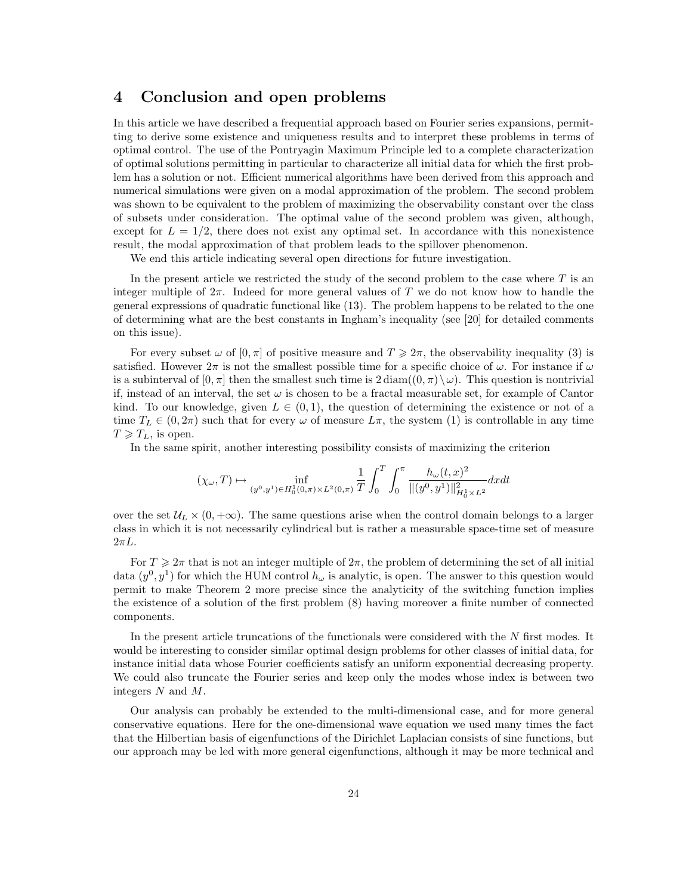# 4 Conclusion and open problems

In this article we have described a frequential approach based on Fourier series expansions, permitting to derive some existence and uniqueness results and to interpret these problems in terms of optimal control. The use of the Pontryagin Maximum Principle led to a complete characterization of optimal solutions permitting in particular to characterize all initial data for which the first problem has a solution or not. Efficient numerical algorithms have been derived from this approach and numerical simulations were given on a modal approximation of the problem. The second problem was shown to be equivalent to the problem of maximizing the observability constant over the class of subsets under consideration. The optimal value of the second problem was given, although, except for $L = 1/2$, there does not exist any optimal set. In accordance with this nonexistence result, the modal approximation of that problem leads to the spillover phenomenon.

We end this article indicating several open directions for future investigation.

In the present article we restricted the study of the second problem to the case where $T$ is an integer multiple of $2\pi$. Indeed for more general values of $T$ we do not know how to handle the general expressions of quadratic functional like (13). The problem happens to be related to the one of determining what are the best constants in Ingham's inequality (see [20] for detailed comments on this issue).

For every subset $\omega$ of $[0, \pi]$ of positive measure and $T \geqslant 2\pi$, the observability inequality (3) is satisfied. However $2\pi$ is not the smallest possible time for a specific choice of $\omega$. For instance if $\omega$ is a subinterval of $[0, \pi]$ then the smallest such time is $2\,\mathrm{diam}((0, \pi) \setminus \omega)$. This question is nontrivial if, instead of an interval, the set $\omega$ is chosen to be a fractal measurable set, for example of Cantor kind. To our knowledge, given $L \in (0, 1)$, the question of determining the existence or not of a time $T_L \in (0, 2\pi)$ such that for every $\omega$ of measure $L\pi$, the system (1) is controllable in any time $T \geqslant T_L$, is open.

In the same spirit, another interesting possibility consists of maximizing the criterion

$$(\chi_\omega, T) \mapsto \inf_{(y^0, y^1) \in H_0^1(0,\pi) \times L^2(0,\pi)} \frac{1}{T} \int_0^T \int_0^\pi \frac{h_\omega(t, x)^2}{\|(y^0, y^1)\|^2_{H_0^1 \times L^2}} dx dt$$

over the set $\mathcal{U}_L \times (0, +\infty)$. The same questions arise when the control domain belongs to a larger class in which it is not necessarily cylindrical but is rather a measurable space-time set of measure $2\pi L$.

For $T \geqslant 2\pi$ that is not an integer multiple of $2\pi$, the problem of determining the set of all initial data $(y^0, y^1)$ for which the HUM control $h_\omega$ is analytic, is open. The answer to this question would permit to make Theorem 2 more precise since the analyticity of the switching function implies the existence of a solution of the first problem (8) having moreover a finite number of connected components.

In the present article truncations of the functionals were considered with the $N$ first modes. It would be interesting to consider similar optimal design problems for other classes of initial data, for instance initial data whose Fourier coefficients satisfy an uniform exponential decreasing property. We could also truncate the Fourier series and keep only the modes whose index is between two integers $N$ and $M$.

Our analysis can probably be extended to the multi-dimensional case, and for more general conservative equations. Here for the one-dimensional wave equation we used many times the fact that the Hilbertian basis of eigenfunctions of the Dirichlet Laplacian consists of sine functions, but our approach may be led with more general eigenfunctions, although it may be more technical and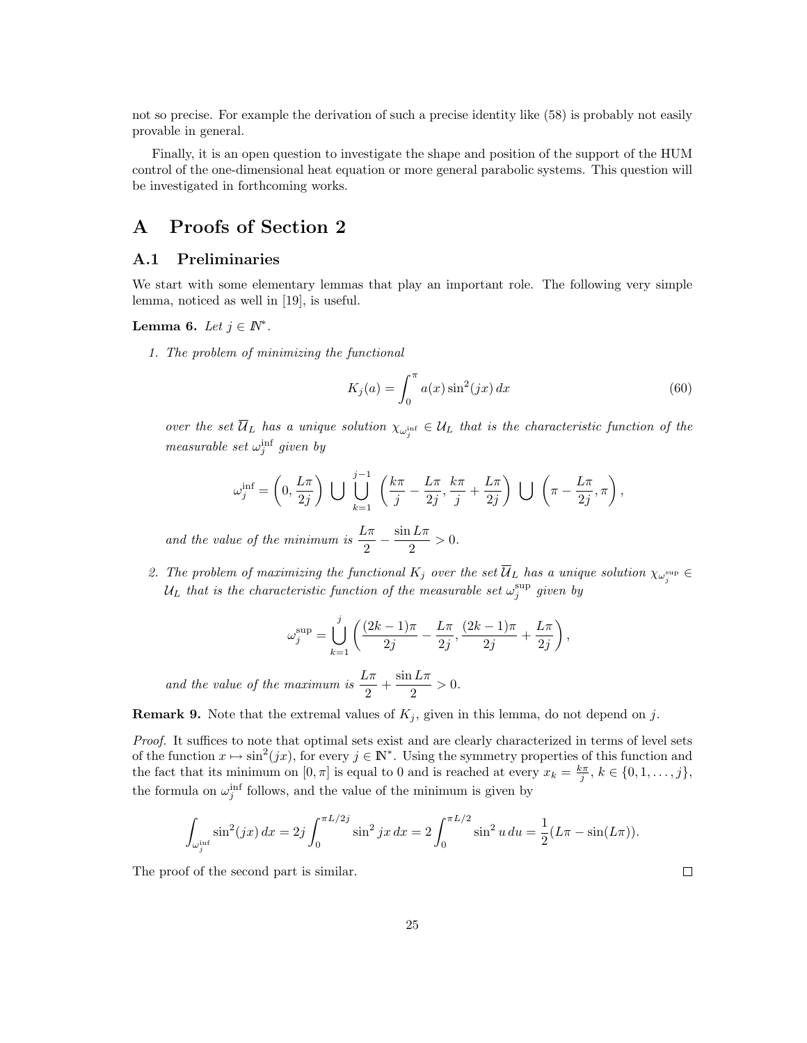not so precise. For example the derivation of such a precise identity like (58) is probably not easily provable in general.

Finally, it is an open question to investigate the shape and position of the support of the HUM control of the one-dimensional heat equation or more general parabolic systems. This question will be investigated in forthcoming works.

# A Proofs of Section 2

## A.1 Preliminaries

We start with some elementary lemmas that play an important role. The following very simple lemma, noticed as well in [19], is useful.

**Lemma 6.** *Let $j \in \mathbb{N}^*$.*

1. *The problem of minimizing the functional*

$$K_j(a) = \int_0^\pi a(x) \sin^2(jx)\, dx \tag{60}$$

*over the set $\overline{\mathcal{U}}_L$ has a unique solution $\chi_{\omega_j^{\inf}} \in \mathcal{U}_L$ that is the characteristic function of the measurable set $\omega_j^{\inf}$ given by*

$$\omega_j^{\inf} = \left(0, \frac{L\pi}{2j}\right) \bigcup \bigcup_{k=1}^{j-1} \left(\frac{k\pi}{j} - \frac{L\pi}{2j}, \frac{k\pi}{j} + \frac{L\pi}{2j}\right) \bigcup \left(\pi - \frac{L\pi}{2j}, \pi\right),$$

*and the value of the minimum is $\dfrac{L\pi}{2} - \dfrac{\sin L\pi}{2} > 0$.*

2. *The problem of maximizing the functional $K_j$ over the set $\overline{\mathcal{U}}_L$ has a unique solution $\chi_{\omega_j^{\sup}} \in \mathcal{U}_L$ that is the characteristic function of the measurable set $\omega_j^{\sup}$ given by*

$$\omega_j^{\sup} = \bigcup_{k=1}^{j} \left(\frac{(2k-1)\pi}{2j} - \frac{L\pi}{2j}, \frac{(2k-1)\pi}{2j} + \frac{L\pi}{2j}\right),$$

*and the value of the maximum is $\dfrac{L\pi}{2} + \dfrac{\sin L\pi}{2} > 0$.*

**Remark 9.** Note that the extremal values of $K_j$, given in this lemma, do not depend on $j$.

*Proof.* It suffices to note that optimal sets exist and are clearly characterized in terms of level sets of the function $x \mapsto \sin^2(jx)$, for every $j \in \mathbb{N}^*$. Using the symmetry properties of this function and the fact that its minimum on $[0, \pi]$ is equal to 0 and is reached at every $x_k = \frac{k\pi}{j}$, $k \in \{0, 1, \ldots, j\}$, the formula on $\omega_j^{\inf}$ follows, and the value of the minimum is given by

$$\int_{\omega_j^{\inf}} \sin^2(jx)\, dx = 2j \int_0^{\pi L/2j} \sin^2 jx\, dx = 2 \int_0^{\pi L/2} \sin^2 u\, du = \frac{1}{2}(L\pi - \sin(L\pi)).$$

The proof of the second part is similar. $\square$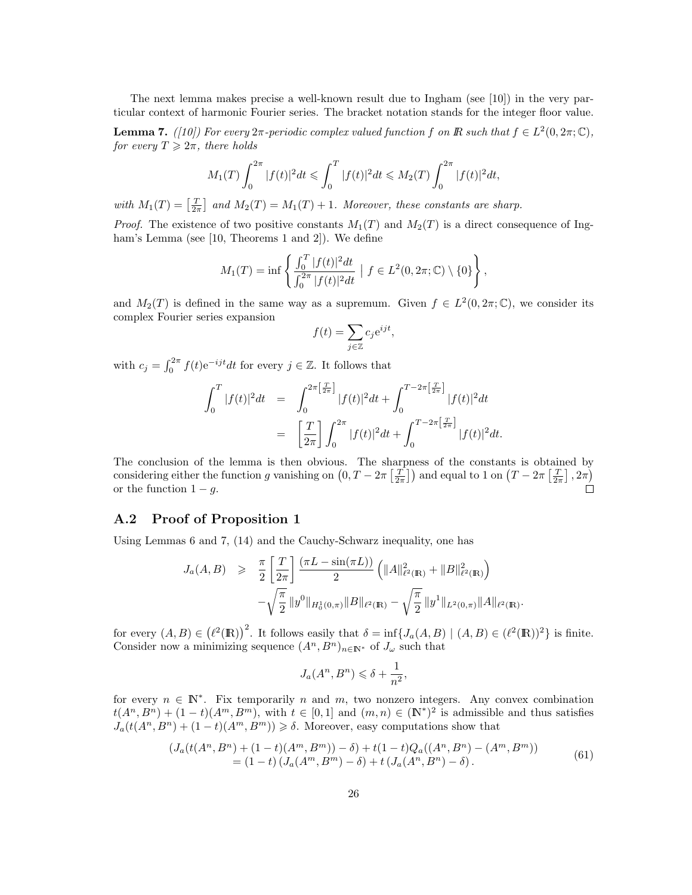The next lemma makes precise a well-known result due to Ingham (see [10]) in the very particular context of harmonic Fourier series. The bracket notation stands for the integer floor value.

**Lemma 7.** *([10]) For every $2\pi$-periodic complex valued function $f$ on $\mathbb{R}$ such that $f \in L^2(0, 2\pi; \mathbb{C})$, for every $T \geqslant 2\pi$, there holds*

$$M_1(T) \int_0^{2\pi} |f(t)|^2 dt \leqslant \int_0^T |f(t)|^2 dt \leqslant M_2(T) \int_0^{2\pi} |f(t)|^2 dt,$$

*with $M_1(T) = \left[\frac{T}{2\pi}\right]$ and $M_2(T) = M_1(T) + 1$. Moreover, these constants are sharp.*

*Proof.* The existence of two positive constants $M_1(T)$ and $M_2(T)$ is a direct consequence of Ingham's Lemma (see [10, Theorems 1 and 2]). We define

$$M_1(T) = \inf \left\{ \frac{\int_0^T |f(t)|^2 dt}{\int_0^{2\pi} |f(t)|^2 dt} \mid f \in L^2(0, 2\pi; \mathbb{C}) \setminus \{0\} \right\},$$

and $M_2(T)$ is defined in the same way as a supremum. Given $f \in L^2(0, 2\pi; \mathbb{C})$, we consider its complex Fourier series expansion

$$f(t) = \sum_{j \in \mathbb{Z}} c_j \mathrm{e}^{ijt},$$

with $c_j = \int_0^{2\pi} f(t) \mathrm{e}^{-ijt} dt$ for every $j \in \mathbb{Z}$. It follows that

$$\begin{aligned}
\int_0^T |f(t)|^2 dt &= \int_0^{2\pi\left[\frac{T}{2\pi}\right]} |f(t)|^2 dt + \int_0^{T - 2\pi\left[\frac{T}{2\pi}\right]} |f(t)|^2 dt \\
&= \left[\frac{T}{2\pi}\right] \int_0^{2\pi} |f(t)|^2 dt + \int_0^{T - 2\pi\left[\frac{T}{2\pi}\right]} |f(t)|^2 dt.
\end{aligned}$$

The conclusion of the lemma is then obvious. The sharpness of the constants is obtained by considering either the function $g$ vanishing on $\left(0, T - 2\pi\left[\frac{T}{2\pi}\right]\right)$ and equal to 1 on $\left(T - 2\pi\left[\frac{T}{2\pi}\right], 2\pi\right)$ or the function $1 - g$. $\square$

## A.2 Proof of Proposition 1

Using Lemmas 6 and 7, (14) and the Cauchy-Schwarz inequality, one has

$$\begin{aligned}
J_a(A, B) \geqslant\ & \frac{\pi}{2} \left[\frac{T}{2\pi}\right] \frac{(\pi L - \sin(\pi L))}{2} \left( \|A\|^2_{\ell^2(\mathbb{R})} + \|B\|^2_{\ell^2(\mathbb{R})} \right) \\
& - \sqrt{\frac{\pi}{2}} \|y^0\|_{H_0^1(0,\pi)} \|B\|_{\ell^2(\mathbb{R})} - \sqrt{\frac{\pi}{2}} \|y^1\|_{L^2(0,\pi)} \|A\|_{\ell^2(\mathbb{R})}.
\end{aligned}$$

for every $(A, B) \in \left(\ell^2(\mathbb{R})\right)^2$. It follows easily that $\delta = \inf\{J_a(A, B) \mid (A, B) \in (\ell^2(\mathbb{R}))^2\}$ is finite. Consider now a minimizing sequence $(A^n, B^n)_{n \in \mathbb{N}^*}$ of $J_\omega$ such that

$$J_a(A^n, B^n) \leqslant \delta + \frac{1}{n^2},$$

for every $n \in \mathbb{N}^*$. Fix temporarily $n$ and $m$, two nonzero integers. Any convex combination $t(A^n, B^n) + (1 - t)(A^m, B^m)$, with $t \in [0, 1]$ and $(m, n) \in (\mathbb{N}^*)^2$ is admissible and thus satisfies $J_a(t(A^n, B^n) + (1 - t)(A^m, B^m)) \geqslant \delta$. Moreover, easy computations show that

$$\begin{aligned}
&(J_a(t(A^n, B^n) + (1 - t)(A^m, B^m)) - \delta) + t(1 - t) Q_a((A^n, B^n) - (A^m, B^m)) \\
&\quad = (1 - t)\left(J_a(A^m, B^m) - \delta\right) + t\left(J_a(A^n, B^n) - \delta\right).
\end{aligned} \tag{61}$$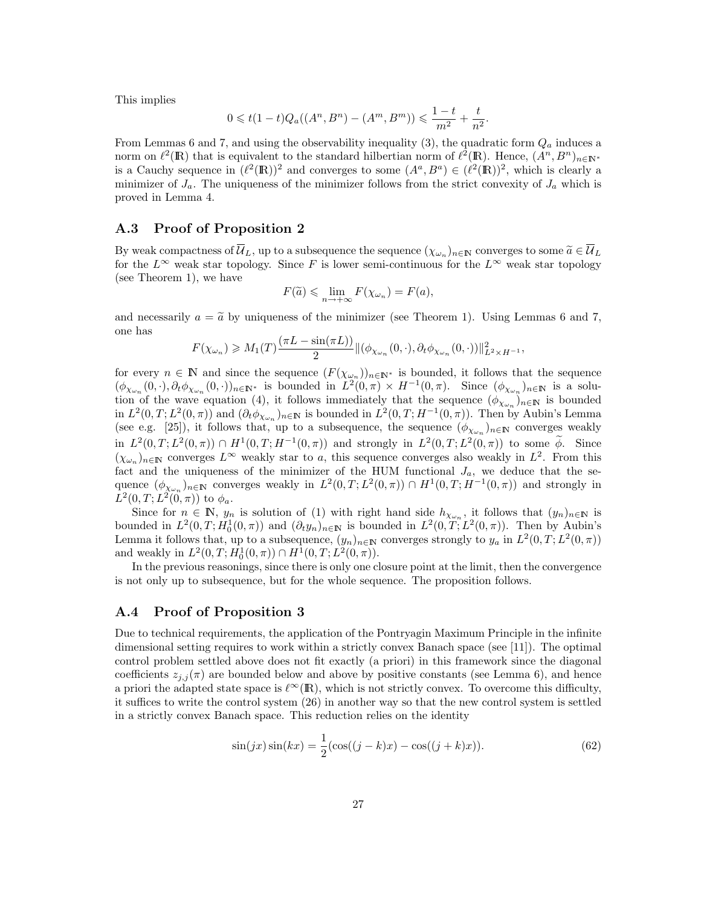This implies

$$0 \leqslant t(1-t)Q_a((A^n, B^n) - (A^m, B^m)) \leqslant \frac{1-t}{m^2} + \frac{t}{n^2}.$$

From Lemmas 6 and 7, and using the observability inequality (3), the quadratic form $Q_a$ induces a norm on $\ell^2(\mathbb{R})$ that is equivalent to the standard hilbertian norm of $\ell^2(\mathbb{R})$. Hence, $(A^n, B^n)_{n\in\mathbb{N}^*}$ is a Cauchy sequence in $(\ell^2(\mathbb{R}))^2$ and converges to some $(A^a, B^a) \in (\ell^2(\mathbb{R}))^2$, which is clearly a minimizer of $J_a$. The uniqueness of the minimizer follows from the strict convexity of $J_a$ which is proved in Lemma 4.

## A.3 Proof of Proposition 2

By weak compactness of $\overline{\mathcal{U}}_L$, up to a subsequence the sequence $(\chi_{\omega_n})_{n\in\mathbb{N}}$ converges to some $\widetilde{a} \in \overline{\mathcal{U}}_L$ for the $L^\infty$ weak star topology. Since $F$ is lower semi-continuous for the $L^\infty$ weak star topology (see Theorem 1), we have

$$F(\widetilde{a}) \leqslant \lim_{n\to+\infty} F(\chi_{\omega_n}) = F(a),$$

and necessarily $a = \widetilde{a}$ by uniqueness of the minimizer (see Theorem 1). Using Lemmas 6 and 7, one has

$$F(\chi_{\omega_n}) \geqslant M_1(T)\frac{(\pi L - \sin(\pi L))}{2} \|(\phi_{\chi_{\omega_n}}(0,\cdot), \partial_t \phi_{\chi_{\omega_n}}(0,\cdot))\|^2_{L^2\times H^{-1}},$$

for every $n \in \mathbb{N}$ and since the sequence $(F(\chi_{\omega_n}))_{n\in\mathbb{N}^*}$ is bounded, it follows that the sequence $(\phi_{\chi_{\omega_n}}(0,\cdot), \partial_t \phi_{\chi_{\omega_n}}(0,\cdot))_{n\in\mathbb{N}^*}$ is bounded in $L^2(0,\pi) \times H^{-1}(0,\pi)$. Since $(\phi_{\chi_{\omega_n}})_{n\in\mathbb{N}}$ is a solution of the wave equation (4), it follows immediately that the sequence $(\phi_{\chi_{\omega_n}})_{n\in\mathbb{N}}$ is bounded in $L^2(0,T;L^2(0,\pi))$ and $(\partial_t \phi_{\chi_{\omega_n}})_{n\in\mathbb{N}}$ is bounded in $L^2(0,T;H^{-1}(0,\pi))$. Then by Aubin's Lemma (see e.g. [25]), it follows that, up to a subsequence, the sequence $(\phi_{\chi_{\omega_n}})_{n\in\mathbb{N}}$ converges weakly in $L^2(0,T;L^2(0,\pi)) \cap H^1(0,T;H^{-1}(0,\pi))$ and strongly in $L^2(0,T;L^2(0,\pi))$ to some $\widetilde{\phi}$. Since $(\chi_{\omega_n})_{n\in\mathbb{N}}$ converges $L^\infty$ weakly star to $a$, this sequence converges also weakly in $L^2$. From this fact and the uniqueness of the minimizer of the HUM functional $J_a$, we deduce that the sequence $(\phi_{\chi_{\omega_n}})_{n\in\mathbb{N}}$ converges weakly in $L^2(0,T;L^2(0,\pi)) \cap H^1(0,T;H^{-1}(0,\pi))$ and strongly in $L^2(0,T;L^2(0,\pi))$ to $\phi_a$.

Since for $n \in \mathbb{N}$, $y_n$ is solution of (1) with right hand side $h_{\chi_{\omega_n}}$, it follows that $(y_n)_{n\in\mathbb{N}}$ is bounded in $L^2(0,T;H^1_0(0,\pi))$ and $(\partial_t y_n)_{n\in\mathbb{N}}$ is bounded in $L^2(0,T;L^2(0,\pi))$. Then by Aubin's Lemma it follows that, up to a subsequence, $(y_n)_{n\in\mathbb{N}}$ converges strongly to $y_a$ in $L^2(0,T;L^2(0,\pi))$ and weakly in $L^2(0,T;H^1_0(0,\pi)) \cap H^1(0,T;L^2(0,\pi))$.

In the previous reasonings, since there is only one closure point at the limit, then the convergence is not only up to subsequence, but for the whole sequence. The proposition follows.

## A.4 Proof of Proposition 3

Due to technical requirements, the application of the Pontryagin Maximum Principle in the infinite dimensional setting requires to work within a strictly convex Banach space (see [11]). The optimal control problem settled above does not fit exactly (a priori) in this framework since the diagonal coefficients $z_{j,j}(\pi)$ are bounded below and above by positive constants (see Lemma 6), and hence a priori the adapted state space is $\ell^\infty(\mathbb{R})$, which is not strictly convex. To overcome this difficulty, it suffices to write the control system (26) in another way so that the new control system is settled in a strictly convex Banach space. This reduction relies on the identity

$$\sin(jx)\sin(kx) = \frac{1}{2}(\cos((j-k)x) - \cos((j+k)x)). \tag{62}$$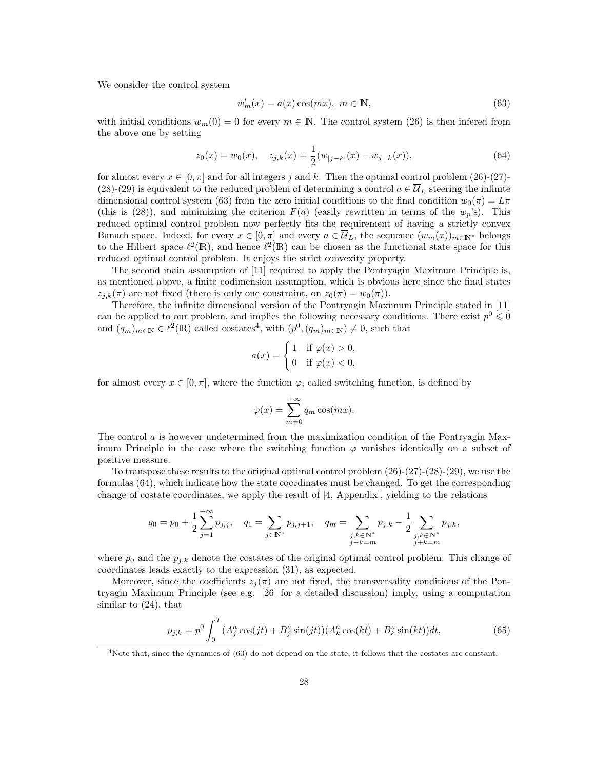We consider the control system

$$w_m'(x) = a(x)\cos(mx),\ m \in \mathbb{N}, \tag{63}$$

with initial conditions $w_m(0) = 0$ for every $m \in \mathbb{N}$. The control system (26) is then infered from the above one by setting

$$z_0(x) = w_0(x), \quad z_{j,k}(x) = \frac{1}{2}(w_{|j-k|}(x) - w_{j+k}(x)), \tag{64}$$

for almost every $x \in [0, \pi]$ and for all integers $j$ and $k$. Then the optimal control problem (26)-(27)-(28)-(29) is equivalent to the reduced problem of determining a control $a \in \overline{\mathcal{U}}_L$ steering the infinite dimensional control system (63) from the zero initial conditions to the final condition $w_0(\pi) = L\pi$ (this is (28)), and minimizing the criterion $F(a)$ (easily rewritten in terms of the $w_p$'s). This reduced optimal control problem now perfectly fits the requirement of having a strictly convex Banach space. Indeed, for every $x \in [0, \pi]$ and every $a \in \overline{\mathcal{U}}_L$, the sequence $(w_m(x))_{m\in\mathbb{N}^*}$ belongs to the Hilbert space $\ell^2(\mathbb{R})$, and hence $\ell^2(\mathbb{R})$ can be chosen as the functional state space for this reduced optimal control problem. It enjoys the strict convexity property.

The second main assumption of [11] required to apply the Pontryagin Maximum Principle is, as mentioned above, a finite codimension assumption, which is obvious here since the final states $z_{j,k}(\pi)$ are not fixed (there is only one constraint, on $z_0(\pi) = w_0(\pi)$).

Therefore, the infinite dimensional version of the Pontryagin Maximum Principle stated in [11] can be applied to our problem, and implies the following necessary conditions. There exist $p^0 \leqslant 0$ and $(q_m)_{m\in\mathbb{N}} \in \ell^2(\mathbb{R})$ called costates[4], with $(p^0, (q_m)_{m\in\mathbb{N}}) \neq 0$, such that

$$a(x) = \begin{cases} 1 & \text{if } \varphi(x) > 0, \\ 0 & \text{if } \varphi(x) < 0, \end{cases}$$

for almost every $x \in [0, \pi]$, where the function $\varphi$, called switching function, is defined by

$$\varphi(x) = \sum_{m=0}^{+\infty} q_m \cos(mx).$$

The control $a$ is however undetermined from the maximization condition of the Pontryagin Maximum Principle in the case where the switching function $\varphi$ vanishes identically on a subset of positive measure.

To transpose these results to the original optimal control problem (26)-(27)-(28)-(29), we use the formulas (64), which indicate how the state coordinates must be changed. To get the corresponding change of costate coordinates, we apply the result of [4, Appendix], yielding to the relations

$$q_0 = p_0 + \frac{1}{2}\sum_{j=1}^{+\infty} p_{j,j}, \quad q_1 = \sum_{j\in\mathbb{N}^*} p_{j,j+1}, \quad q_m = \sum_{\substack{j,k\in\mathbb{N}^*\\ j-k=m}} p_{j,k} - \frac{1}{2}\sum_{\substack{j,k\in\mathbb{N}^*\\ j+k=m}} p_{j,k},$$

where $p_0$ and the $p_{j,k}$ denote the costates of the original optimal control problem. This change of coordinates leads exactly to the expression (31), as expected.

Moreover, since the coefficients $z_j(\pi)$ are not fixed, the transversality conditions of the Pontryagin Maximum Principle (see e.g. [26] for a detailed discussion) imply, using a computation similar to (24), that

$$p_{j,k} = p^0 \int_0^T (A_j^a \cos(jt) + B_j^a \sin(jt))(A_k^a \cos(kt) + B_k^a \sin(kt))dt, \tag{65}$$

[4] Note that, since the dynamics of (63) do not depend on the state, it follows that the costates are constant.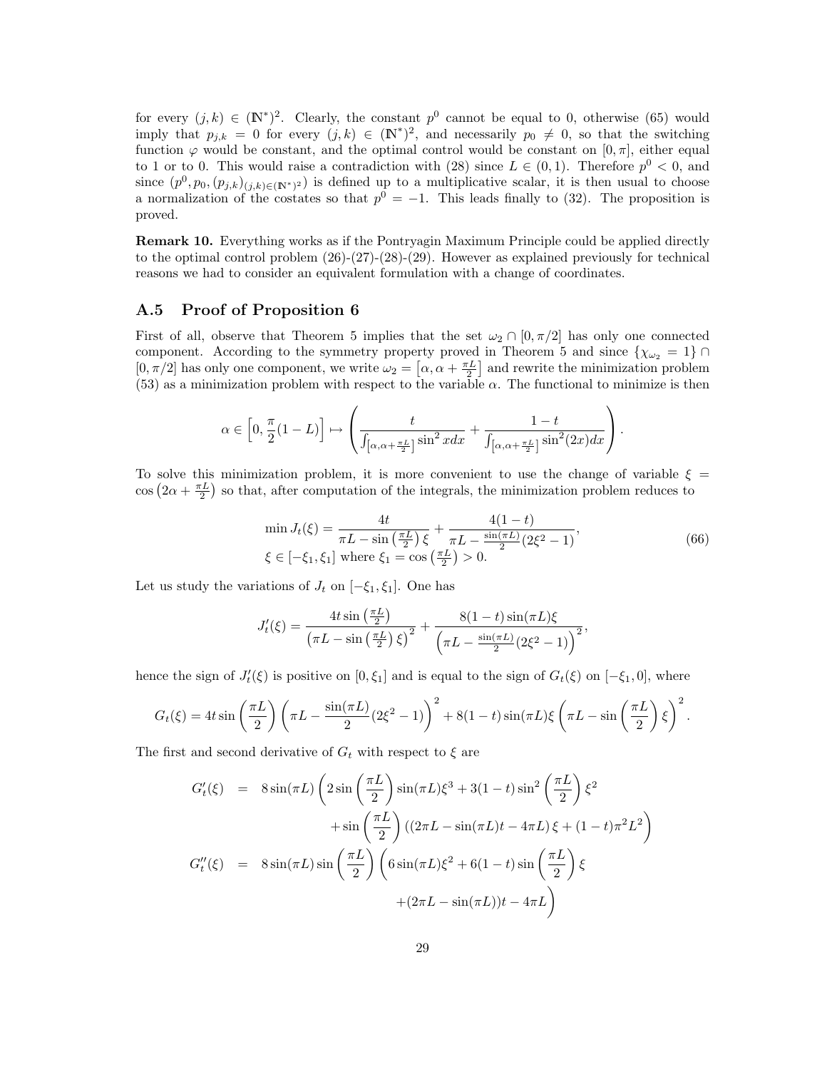for every $(j,k) \in (\mathbb{N}^*)^2$. Clearly, the constant $p^0$ cannot be equal to 0, otherwise (65) would imply that $p_{j,k} = 0$ for every $(j,k) \in (\mathbb{N}^*)^2$, and necessarily $p_0 \neq 0$, so that the switching function $\varphi$ would be constant, and the optimal control would be constant on $[0,\pi]$, either equal to 1 or to 0. This would raise a contradiction with (28) since $L \in (0,1)$. Therefore $p^0 < 0$, and since $(p^0, p_0, (p_{j,k})_{(j,k)\in(\mathbb{N}^*)^2})$ is defined up to a multiplicative scalar, it is then usual to choose a normalization of the costates so that $p^0 = -1$. This leads finally to (32). The proposition is proved.

**Remark 10.** Everything works as if the Pontryagin Maximum Principle could be applied directly to the optimal control problem (26)-(27)-(28)-(29). However as explained previously for technical reasons we had to consider an equivalent formulation with a change of coordinates.

## A.5 Proof of Proposition 6

First of all, observe that Theorem 5 implies that the set $\omega_2 \cap [0, \pi/2]$ has only one connected component. According to the symmetry property proved in Theorem 5 and since $\{\chi_{\omega_2} = 1\} \cap [0, \pi/2]$ has only one component, we write $\omega_2 = \left[\alpha, \alpha + \frac{\pi L}{2}\right]$ and rewrite the minimization problem (53) as a minimization problem with respect to the variable $\alpha$. The functional to minimize is then

$$\alpha \in \left[0, \frac{\pi}{2}(1-L)\right] \mapsto \left( \frac{t}{\int_{\left[\alpha, \alpha+\frac{\pi L}{2}\right]} \sin^2 x dx} + \frac{1-t}{\int_{\left[\alpha, \alpha+\frac{\pi L}{2}\right]} \sin^2 (2x) dx} \right).$$

To solve this minimization problem, it is more convenient to use the change of variable $\xi = \cos\left(2\alpha + \frac{\pi L}{2}\right)$ so that, after computation of the integrals, the minimization problem reduces to

$$\begin{aligned} &\min J_t(\xi) = \frac{4t}{\pi L - \sin\left(\frac{\pi L}{2}\right)\xi} + \frac{4(1-t)}{\pi L - \frac{\sin(\pi L)}{2}(2\xi^2 - 1)}, \\ &\xi \in [-\xi_1, \xi_1] \text{ where } \xi_1 = \cos\left(\frac{\pi L}{2}\right) > 0. \end{aligned} \tag{66}$$

Let us study the variations of $J_t$ on $[-\xi_1, \xi_1]$. One has

$$J_t'(\xi) = \frac{4t \sin\left(\frac{\pi L}{2}\right)}{\left(\pi L - \sin\left(\frac{\pi L}{2}\right)\xi\right)^2} + \frac{8(1-t)\sin(\pi L)\xi}{\left(\pi L - \frac{\sin(\pi L)}{2}(2\xi^2 - 1)\right)^2},$$

hence the sign of $J_t'(\xi)$ is positive on $[0, \xi_1]$ and is equal to the sign of $G_t(\xi)$ on $[-\xi_1, 0]$, where

$$G_t(\xi) = 4t \sin\left(\frac{\pi L}{2}\right)\left(\pi L - \frac{\sin(\pi L)}{2}(2\xi^2 - 1)\right)^2 + 8(1-t)\sin(\pi L)\xi\left(\pi L - \sin\left(\frac{\pi L}{2}\right)\xi\right)^2.$$

The first and second derivative of $G_t$ with respect to $\xi$ are

$$\begin{aligned} G_t'(\xi) &= 8\sin(\pi L)\left(2\sin\left(\frac{\pi L}{2}\right)\sin(\pi L)\xi^3 + 3(1-t)\sin^2\left(\frac{\pi L}{2}\right)\xi^2 \right. \\ &\qquad \left. + \sin\left(\frac{\pi L}{2}\right)\left((2\pi L - \sin(\pi L)t - 4\pi L)\xi + (1-t)\pi^2 L^2\right)\right) \\ G_t''(\xi) &= 8\sin(\pi L)\sin\left(\frac{\pi L}{2}\right)\left(6\sin(\pi L)\xi^2 + 6(1-t)\sin\left(\frac{\pi L}{2}\right)\xi \right. \\ &\qquad \left. + (2\pi L - \sin(\pi L))t - 4\pi L\right) \end{aligned}$$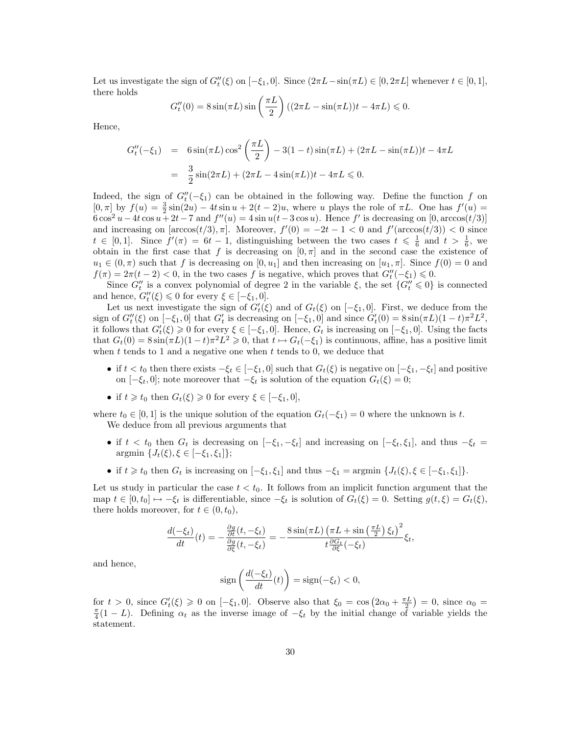Let us investigate the sign of $G_t''(\xi)$ on $[-\xi_1, 0]$. Since $(2\pi L - \sin(\pi L) \in [0, 2\pi L]$ whenever $t \in [0,1]$, there holds

$$G_t''(0) = 8\sin(\pi L)\sin\left(\frac{\pi L}{2}\right)((2\pi L - \sin(\pi L))t - 4\pi L) \leqslant 0.$$

Hence,

$$\begin{aligned} G_t''(-\xi_1) &= 6\sin(\pi L)\cos^2\left(\frac{\pi L}{2}\right) - 3(1-t)\sin(\pi L) + (2\pi L - \sin(\pi L))t - 4\pi L \\ &= \frac{3}{2}\sin(2\pi L) + (2\pi L - 4\sin(\pi L))t - 4\pi L \leqslant 0. \end{aligned}$$

Indeed, the sign of $G_t''(-\xi_1)$ can be obtained in the following way. Define the function $f$ on $[0,\pi]$ by $f(u) = \frac{3}{2}\sin(2u) - 4t\sin u + 2(t-2)u$, where $u$ plays the role of $\pi L$. One has $f'(u) = 6\cos^2 u - 4t\cos u + 2t - 7$ and $f''(u) = 4\sin u(t - 3\cos u)$. Hence $f'$ is decreasing on $[0, \arccos(t/3)]$ and increasing on $[\arccos(t/3), \pi]$. Moreover, $f'(0) = -2t - 1 < 0$ and $f'(\arccos(t/3)) < 0$ since $t \in [0,1]$. Since $f'(\pi) = 6t - 1$, distinguishing between the two cases $t \leqslant \frac{1}{6}$ and $t > \frac{1}{6}$, we obtain in the first case that $f$ is decreasing on $[0,\pi]$ and in the second case the existence of $u_1 \in (0,\pi)$ such that $f$ is decreasing on $[0, u_1]$ and then increasing on $[u_1, \pi]$. Since $f(0) = 0$ and $f(\pi) = 2\pi(t-2) < 0$, in the two cases $f$ is negative, which proves that $G_t''(-\xi_1) \leqslant 0$.

Since $G_t''$ is a convex polynomial of degree 2 in the variable $\xi$, the set $\{G_t'' \leqslant 0\}$ is connected and hence, $G_t''(\xi) \leqslant 0$ for every $\xi \in [-\xi_1, 0]$.

Let us next investigate the sign of $G_t'(\xi)$ and of $G_t(\xi)$ on $[-\xi_1, 0]$. First, we deduce from the sign of $G_t''(\xi)$ on $[-\xi_1, 0]$ that $G_t'$ is decreasing on $[-\xi_1, 0]$ and since $G_t'(0) = 8\sin(\pi L)(1-t)\pi^2 L^2$, it follows that $G_t'(\xi) \geqslant 0$ for every $\xi \in [-\xi_1, 0]$. Hence, $G_t$ is increasing on $[-\xi_1, 0]$. Using the facts that $G_t(0) = 8\sin(\pi L)(1-t)\pi^2 L^2 \geqslant 0$, that $t \mapsto G_t(-\xi_1)$ is continuous, affine, has a positive limit when $t$ tends to 1 and a negative one when $t$ tends to 0, we deduce that

- if $t < t_0$ then there exists $-\xi_t \in [-\xi_1, 0]$ such that $G_t(\xi)$ is negative on $[-\xi_1, -\xi_t]$ and positive on $[-\xi_t, 0]$; note moreover that $-\xi_t$ is solution of the equation $G_t(\xi) = 0$;
- if $t \geqslant t_0$ then $G_t(\xi) \geqslant 0$ for every $\xi \in [-\xi_1, 0]$,

where $t_0 \in [0,1]$ is the unique solution of the equation $G_t(-\xi_1) = 0$ where the unknown is $t$.

We deduce from all previous arguments that

- if $t < t_0$ then $G_t$ is decreasing on $[-\xi_1, -\xi_t]$ and increasing on $[-\xi_t, \xi_1]$, and thus $-\xi_t = \text{argmin}\ \{J_t(\xi), \xi \in [-\xi_1, \xi_1]\}$;
- if $t \geqslant t_0$ then $G_t$ is increasing on $[-\xi_1, \xi_1]$ and thus $-\xi_1 = \text{argmin}\ \{J_t(\xi), \xi \in [-\xi_1, \xi_1]\}$.

Let us study in particular the case $t < t_0$. It follows from an implicit function argument that the map $t \in [0, t_0] \mapsto -\xi_t$ is differentiable, since $-\xi_t$ is solution of $G_t(\xi) = 0$. Setting $g(t,\xi) = G_t(\xi)$, there holds moreover, for $t \in (0, t_0)$,

$$\frac{d(-\xi_t)}{dt}(t) = -\frac{\frac{\partial g}{\partial t}(t, -\xi_t)}{\frac{\partial g}{\partial \xi}(t, -\xi_t)} = -\frac{8\sin(\pi L)\left(\pi L + \sin\left(\frac{\pi L}{2}\right)\xi_t\right)^2}{t\frac{\partial G_t}{\partial \xi}(-\xi_t)}\xi_t,$$

and hence,

$$\text{sign}\left(\frac{d(-\xi_t)}{dt}(t)\right) = \text{sign}(-\xi_t) < 0,$$

for $t > 0$, since $G_t'(\xi) \geqslant 0$ on $[-\xi_1, 0]$. Observe also that $\xi_0 = \cos\left(2\alpha_0 + \frac{\pi L}{2}\right) = 0$, since $\alpha_0 = \frac{\pi}{4}(1-L)$. Defining $\alpha_t$ as the inverse image of $-\xi_t$ by the initial change of variable yields the statement.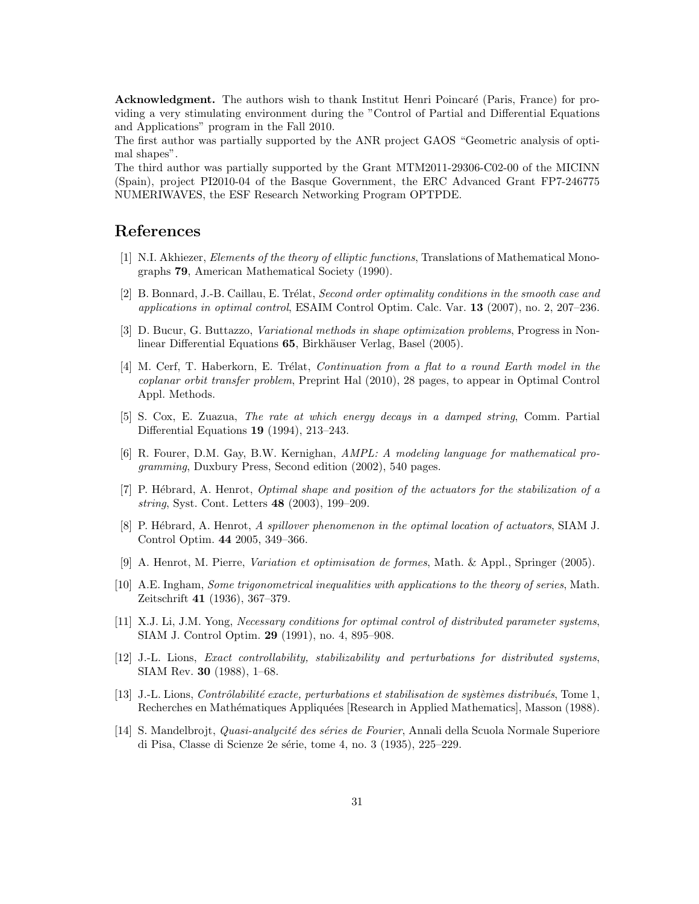**Acknowledgment.** The authors wish to thank Institut Henri Poincaré (Paris, France) for providing a very stimulating environment during the "Control of Partial and Differential Equations and Applications" program in the Fall 2010.

The first author was partially supported by the ANR project GAOS "Geometric analysis of optimal shapes".

The third author was partially supported by the Grant MTM2011-29306-C02-00 of the MICINN (Spain), project PI2010-04 of the Basque Government, the ERC Advanced Grant FP7-246775 NUMERIWAVES, the ESF Research Networking Program OPTPDE.

# References

[1] N.I. Akhiezer, *Elements of the theory of elliptic functions*, Translations of Mathematical Monographs **79**, American Mathematical Society (1990).

[2] B. Bonnard, J.-B. Caillau, E. Trélat, *Second order optimality conditions in the smooth case and applications in optimal control*, ESAIM Control Optim. Calc. Var. **13** (2007), no. 2, 207–236.

[3] D. Bucur, G. Buttazzo, *Variational methods in shape optimization problems*, Progress in Nonlinear Differential Equations **65**, Birkhäuser Verlag, Basel (2005).

[4] M. Cerf, T. Haberkorn, E. Trélat, *Continuation from a flat to a round Earth model in the coplanar orbit transfer problem*, Preprint Hal (2010), 28 pages, to appear in Optimal Control Appl. Methods.

[5] S. Cox, E. Zuazua, *The rate at which energy decays in a damped string*, Comm. Partial Differential Equations **19** (1994), 213–243.

[6] R. Fourer, D.M. Gay, B.W. Kernighan, *AMPL: A modeling language for mathematical programming*, Duxbury Press, Second edition (2002), 540 pages.

[7] P. Hébrard, A. Henrot, *Optimal shape and position of the actuators for the stabilization of a string*, Syst. Cont. Letters **48** (2003), 199–209.

[8] P. Hébrard, A. Henrot, *A spillover phenomenon in the optimal location of actuators*, SIAM J. Control Optim. **44** 2005, 349–366.

[9] A. Henrot, M. Pierre, *Variation et optimisation de formes*, Math. & Appl., Springer (2005).

[10] A.E. Ingham, *Some trigonometrical inequalities with applications to the theory of series*, Math. Zeitschrift **41** (1936), 367–379.

[11] X.J. Li, J.M. Yong, *Necessary conditions for optimal control of distributed parameter systems*, SIAM J. Control Optim. **29** (1991), no. 4, 895–908.

[12] J.-L. Lions, *Exact controllability, stabilizability and perturbations for distributed systems*, SIAM Rev. **30** (1988), 1–68.

[13] J.-L. Lions, *Contrôlabilité exacte, perturbations et stabilisation de systèmes distribués*, Tome 1, Recherches en Mathématiques Appliquées [Research in Applied Mathematics], Masson (1988).

[14] S. Mandelbrojt, *Quasi-analycité des séries de Fourier*, Annali della Scuola Normale Superiore di Pisa, Classe di Scienze 2e série, tome 4, no. 3 (1935), 225–229.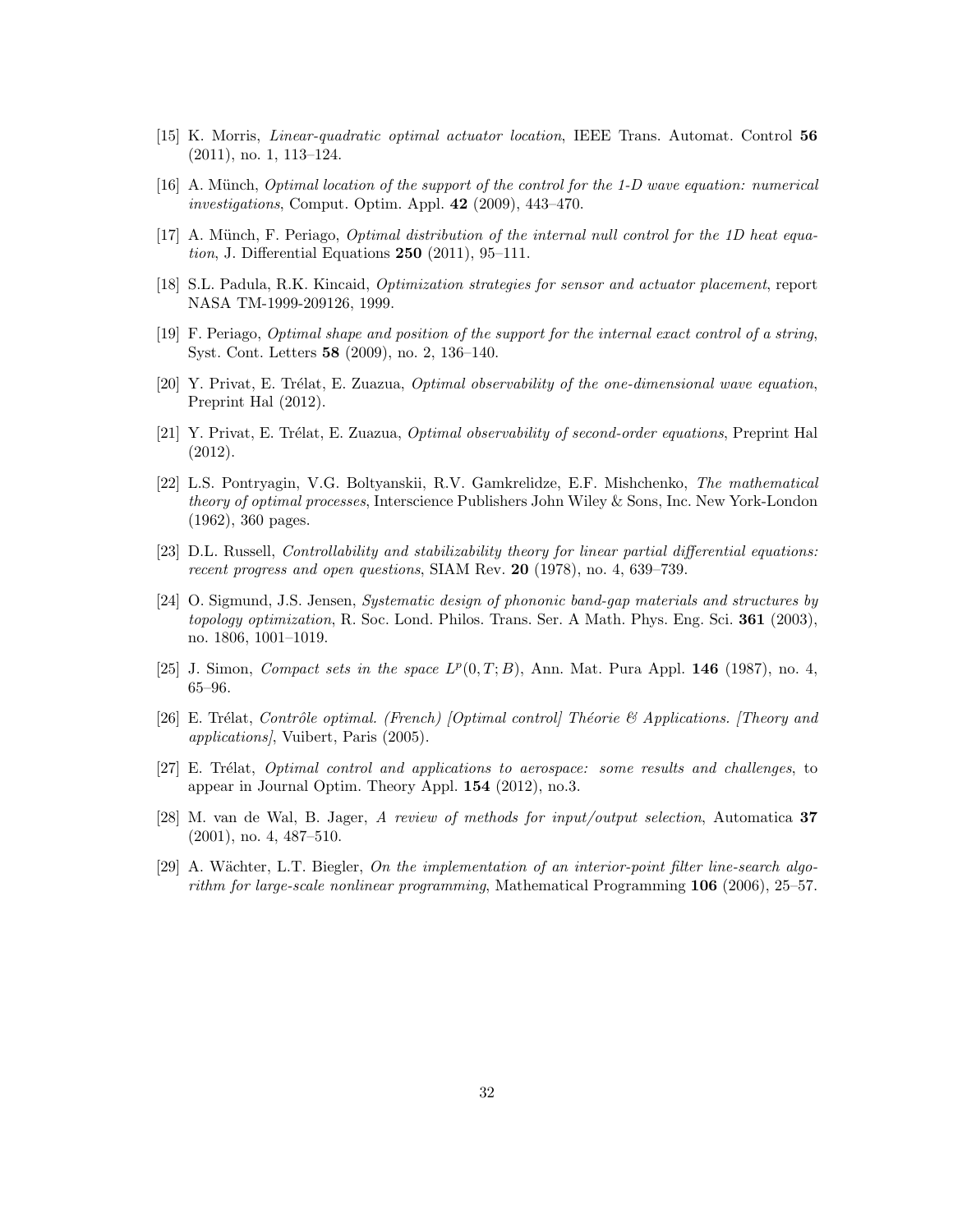[15] K. Morris, *Linear-quadratic optimal actuator location*, IEEE Trans. Automat. Control **56** (2011), no. 1, 113–124.

[16] A. Münch, *Optimal location of the support of the control for the 1-D wave equation: numerical investigations*, Comput. Optim. Appl. **42** (2009), 443–470.

[17] A. Münch, F. Periago, *Optimal distribution of the internal null control for the 1D heat equation*, J. Differential Equations **250** (2011), 95–111.

[18] S.L. Padula, R.K. Kincaid, *Optimization strategies for sensor and actuator placement*, report NASA TM-1999-209126, 1999.

[19] F. Periago, *Optimal shape and position of the support for the internal exact control of a string*, Syst. Cont. Letters **58** (2009), no. 2, 136–140.

[20] Y. Privat, E. Trélat, E. Zuazua, *Optimal observability of the one-dimensional wave equation*, Preprint Hal (2012).

[21] Y. Privat, E. Trélat, E. Zuazua, *Optimal observability of second-order equations*, Preprint Hal (2012).

[22] L.S. Pontryagin, V.G. Boltyanskii, R.V. Gamkrelidze, E.F. Mishchenko, *The mathematical theory of optimal processes*, Interscience Publishers John Wiley & Sons, Inc. New York-London (1962), 360 pages.

[23] D.L. Russell, *Controllability and stabilizability theory for linear partial differential equations: recent progress and open questions*, SIAM Rev. **20** (1978), no. 4, 639–739.

[24] O. Sigmund, J.S. Jensen, *Systematic design of phononic band-gap materials and structures by topology optimization*, R. Soc. Lond. Philos. Trans. Ser. A Math. Phys. Eng. Sci. **361** (2003), no. 1806, 1001–1019.

[25] J. Simon, *Compact sets in the space $L^p(0,T;B)$*, Ann. Mat. Pura Appl. **146** (1987), no. 4, 65–96.

[26] E. Trélat, *Contrôle optimal. (French) [Optimal control] Théorie & Applications. [Theory and applications]*, Vuibert, Paris (2005).

[27] E. Trélat, *Optimal control and applications to aerospace: some results and challenges*, to appear in Journal Optim. Theory Appl. **154** (2012), no.3.

[28] M. van de Wal, B. Jager, *A review of methods for input/output selection*, Automatica **37** (2001), no. 4, 487–510.

[29] A. Wächter, L.T. Biegler, *On the implementation of an interior-point filter line-search algorithm for large-scale nonlinear programming*, Mathematical Programming **106** (2006), 25–57.